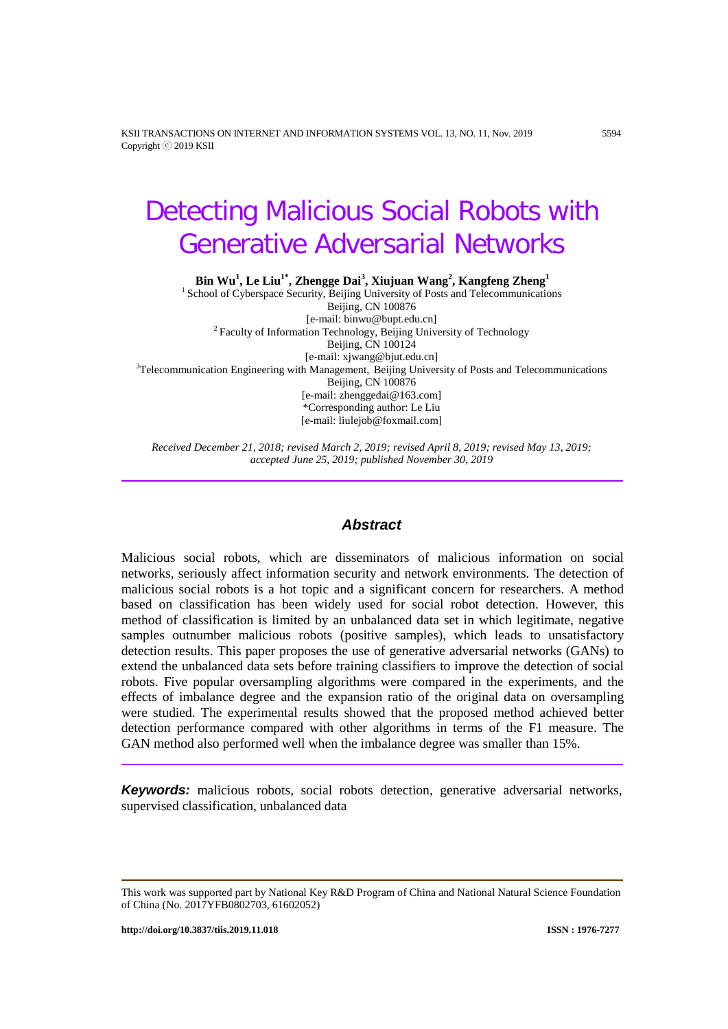# Detecting Malicious Social Robots with Generative Adversarial Networks

**Bin Wu[1], Le Liu[1*], Zhengge Dai[3], Xiujuan Wang[2], Kangfeng Zheng[1]**

[1] School of Cyberspace Security, Beijing University of Posts and Telecommunications
Beijing, CN 100876
[e-mail: binwu@bupt.edu.cn]

[2] Faculty of Information Technology, Beijing University of Technology
Beijing, CN 100124
[e-mail: xjwang@bjut.edu.cn]

[3] Telecommunication Engineering with Management, Beijing University of Posts and Telecommunications
Beijing, CN 100876
[e-mail: zhenggedai@163.com]

*Corresponding author: Le Liu
[e-mail: liulejob@foxmail.com]

*Received December 21, 2018; revised March 2, 2019; revised April 8, 2019; revised May 13, 2019; accepted June 25, 2019; published November 30, 2019*

---

### Abstract

Malicious social robots, which are disseminators of malicious information on social networks, seriously affect information security and network environments. The detection of malicious social robots is a hot topic and a significant concern for researchers. A method based on classification has been widely used for social robot detection. However, this method of classification is limited by an unbalanced data set in which legitimate, negative samples outnumber malicious robots (positive samples), which leads to unsatisfactory detection results. This paper proposes the use of generative adversarial networks (GANs) to extend the unbalanced data sets before training classifiers to improve the detection of social robots. Five popular oversampling algorithms were compared in the experiments, and the effects of imbalance degree and the expansion ratio of the original data on oversampling were studied. The experimental results showed that the proposed method achieved better detection performance compared with other algorithms in terms of the F1 measure. The GAN method also performed well when the imbalance degree was smaller than 15%.

---

***Keywords:*** malicious robots, social robots detection, generative adversarial networks, supervised classification, unbalanced data

---

This work was supported part by National Key R&D Program of China and National Natural Science Foundation of China (No. 2017YFB0802703, 61602052)

**http://doi.org/10.3837/tiis.2019.11.018** **ISSN : 1976-7277**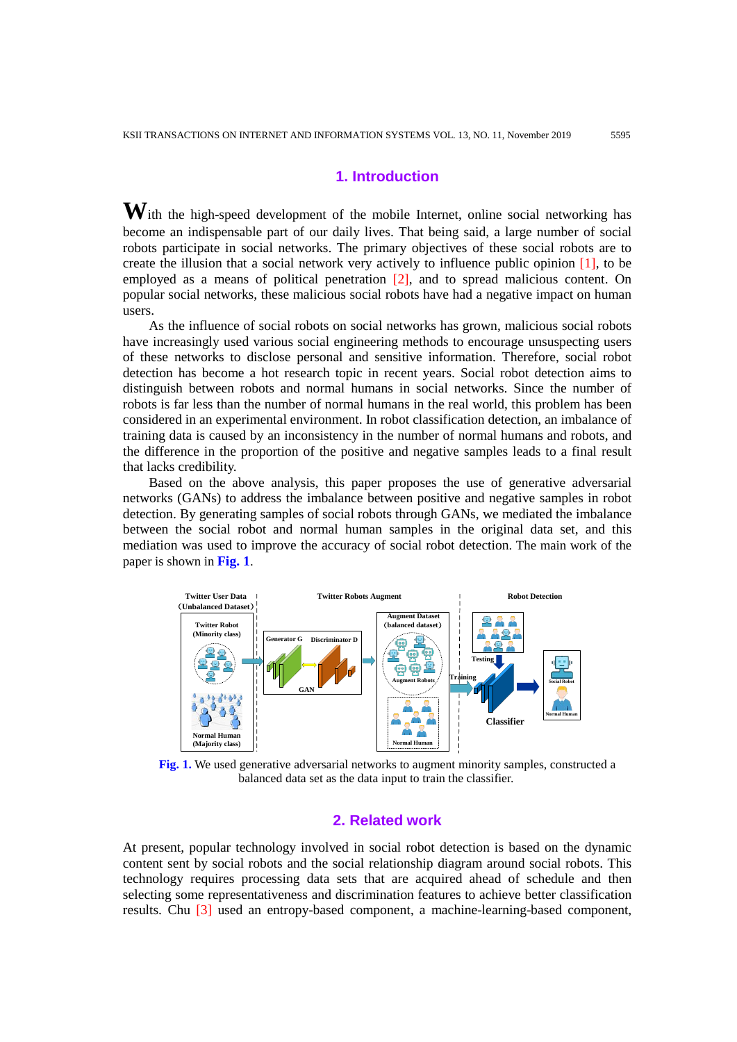## 1. Introduction

With the high-speed development of the mobile Internet, online social networking has become an indispensable part of our daily lives. That being said, a large number of social robots participate in social networks. The primary objectives of these social robots are to create the illusion that a social network very actively to influence public opinion [1], to be employed as a means of political penetration [2], and to spread malicious content. On popular social networks, these malicious social robots have had a negative impact on human users.

As the influence of social robots on social networks has grown, malicious social robots have increasingly used various social engineering methods to encourage unsuspecting users of these networks to disclose personal and sensitive information. Therefore, social robot detection has become a hot research topic in recent years. Social robot detection aims to distinguish between robots and normal humans in social networks. Since the number of robots is far less than the number of normal humans in the real world, this problem has been considered in an experimental environment. In robot classification detection, an imbalance of training data is caused by an inconsistency in the number of normal humans and robots, and the difference in the proportion of the positive and negative samples leads to a final result that lacks credibility.

Based on the above analysis, this paper proposes the use of generative adversarial networks (GANs) to address the imbalance between positive and negative samples in robot detection. By generating samples of social robots through GANs, we mediated the imbalance between the social robot and normal human samples in the original data set, and this mediation was used to improve the accuracy of social robot detection. The main work of the paper is shown in **Fig. 1**.

**Fig. 1.** We used generative adversarial networks to augment minority samples, constructed a balanced data set as the data input to train the classifier.

## 2. Related work

At present, popular technology involved in social robot detection is based on the dynamic content sent by social robots and the social relationship diagram around social robots. This technology requires processing data sets that are acquired ahead of schedule and then selecting some representativeness and discrimination features to achieve better classification results. Chu [3] used an entropy-based component, a machine-learning-based component,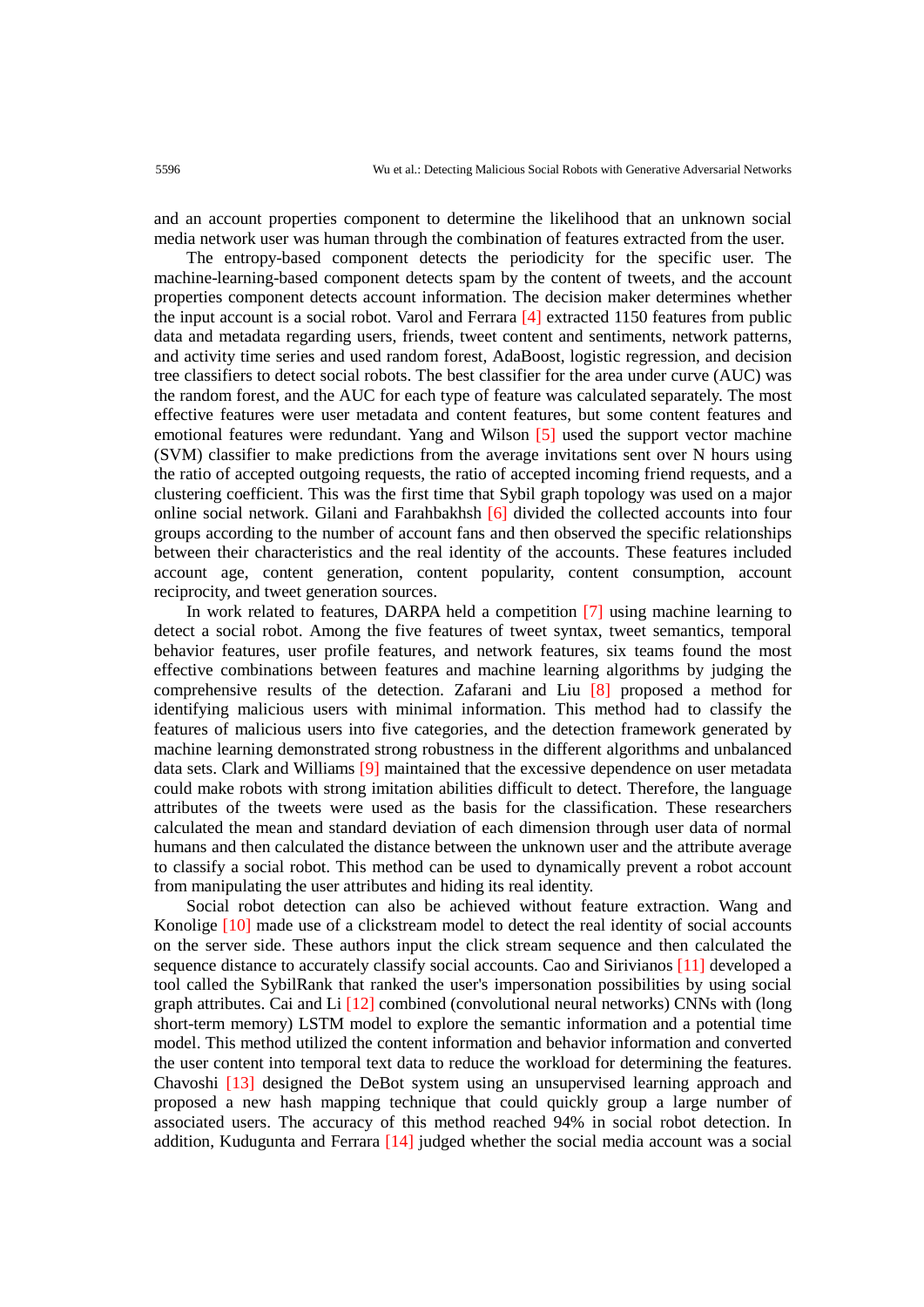and an account properties component to determine the likelihood that an unknown social media network user was human through the combination of features extracted from the user.

The entropy-based component detects the periodicity for the specific user. The machine-learning-based component detects spam by the content of tweets, and the account properties component detects account information. The decision maker determines whether the input account is a social robot. Varol and Ferrara [4] extracted 1150 features from public data and metadata regarding users, friends, tweet content and sentiments, network patterns, and activity time series and used random forest, AdaBoost, logistic regression, and decision tree classifiers to detect social robots. The best classifier for the area under curve (AUC) was the random forest, and the AUC for each type of feature was calculated separately. The most effective features were user metadata and content features, but some content features and emotional features were redundant. Yang and Wilson [5] used the support vector machine (SVM) classifier to make predictions from the average invitations sent over N hours using the ratio of accepted outgoing requests, the ratio of accepted incoming friend requests, and a clustering coefficient. This was the first time that Sybil graph topology was used on a major online social network. Gilani and Farahbakhsh [6] divided the collected accounts into four groups according to the number of account fans and then observed the specific relationships between their characteristics and the real identity of the accounts. These features included account age, content generation, content popularity, content consumption, account reciprocity, and tweet generation sources.

In work related to features, DARPA held a competition [7] using machine learning to detect a social robot. Among the five features of tweet syntax, tweet semantics, temporal behavior features, user profile features, and network features, six teams found the most effective combinations between features and machine learning algorithms by judging the comprehensive results of the detection. Zafarani and Liu [8] proposed a method for identifying malicious users with minimal information. This method had to classify the features of malicious users into five categories, and the detection framework generated by machine learning demonstrated strong robustness in the different algorithms and unbalanced data sets. Clark and Williams [9] maintained that the excessive dependence on user metadata could make robots with strong imitation abilities difficult to detect. Therefore, the language attributes of the tweets were used as the basis for the classification. These researchers calculated the mean and standard deviation of each dimension through user data of normal humans and then calculated the distance between the unknown user and the attribute average to classify a social robot. This method can be used to dynamically prevent a robot account from manipulating the user attributes and hiding its real identity.

Social robot detection can also be achieved without feature extraction. Wang and Konolige [10] made use of a clickstream model to detect the real identity of social accounts on the server side. These authors input the click stream sequence and then calculated the sequence distance to accurately classify social accounts. Cao and Sirivianos [11] developed a tool called the SybilRank that ranked the user's impersonation possibilities by using social graph attributes. Cai and Li [12] combined (convolutional neural networks) CNNs with (long short-term memory) LSTM model to explore the semantic information and a potential time model. This method utilized the content information and behavior information and converted the user content into temporal text data to reduce the workload for determining the features. Chavoshi [13] designed the DeBot system using an unsupervised learning approach and proposed a new hash mapping technique that could quickly group a large number of associated users. The accuracy of this method reached 94% in social robot detection. In addition, Kudugunta and Ferrara [14] judged whether the social media account was a social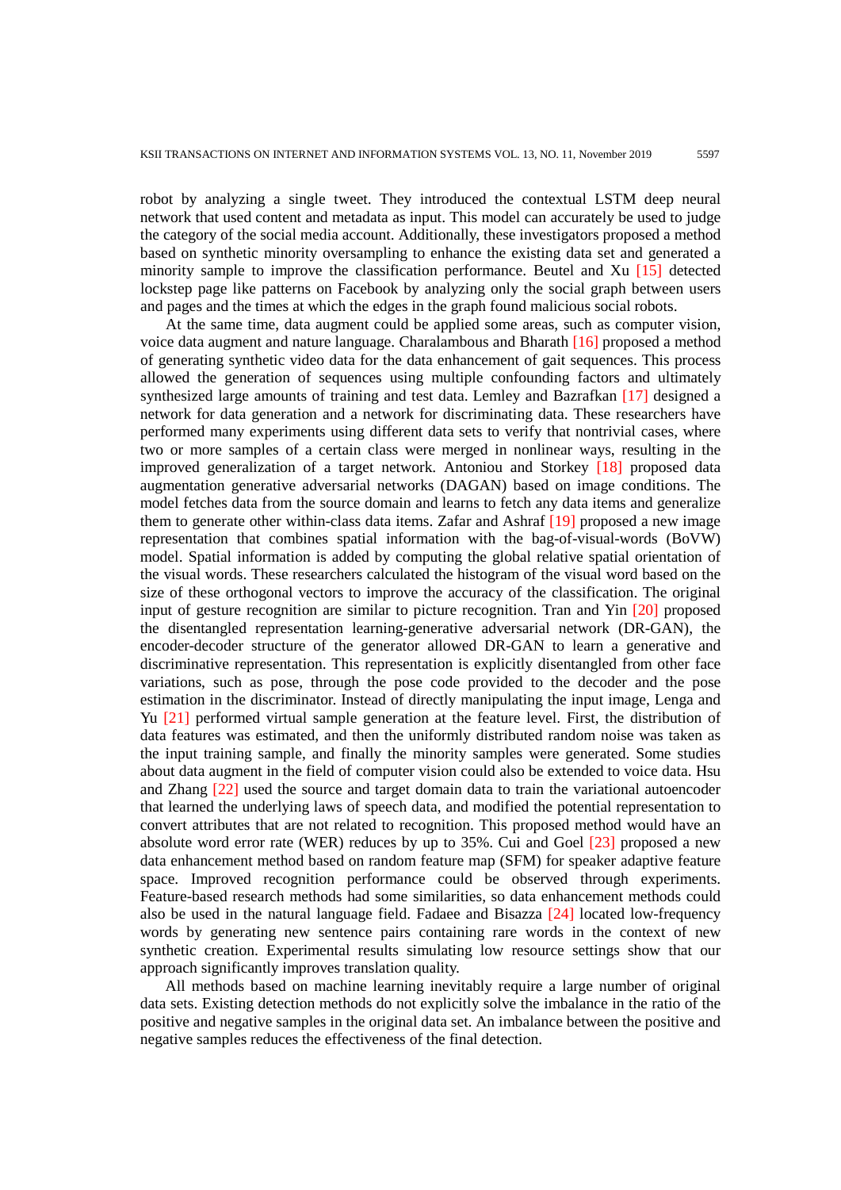robot by analyzing a single tweet. They introduced the contextual LSTM deep neural network that used content and metadata as input. This model can accurately be used to judge the category of the social media account. Additionally, these investigators proposed a method based on synthetic minority oversampling to enhance the existing data set and generated a minority sample to improve the classification performance. Beutel and Xu [15] detected lockstep page like patterns on Facebook by analyzing only the social graph between users and pages and the times at which the edges in the graph found malicious social robots.

At the same time, data augment could be applied some areas, such as computer vision, voice data augment and nature language. Charalambous and Bharath [16] proposed a method of generating synthetic video data for the data enhancement of gait sequences. This process allowed the generation of sequences using multiple confounding factors and ultimately synthesized large amounts of training and test data. Lemley and Bazrafkan [17] designed a network for data generation and a network for discriminating data. These researchers have performed many experiments using different data sets to verify that nontrivial cases, where two or more samples of a certain class were merged in nonlinear ways, resulting in the improved generalization of a target network. Antoniou and Storkey [18] proposed data augmentation generative adversarial networks (DAGAN) based on image conditions. The model fetches data from the source domain and learns to fetch any data items and generalize them to generate other within-class data items. Zafar and Ashraf [19] proposed a new image representation that combines spatial information with the bag-of-visual-words (BoVW) model. Spatial information is added by computing the global relative spatial orientation of the visual words. These researchers calculated the histogram of the visual word based on the size of these orthogonal vectors to improve the accuracy of the classification. The original input of gesture recognition are similar to picture recognition. Tran and Yin [20] proposed the disentangled representation learning-generative adversarial network (DR-GAN), the encoder-decoder structure of the generator allowed DR-GAN to learn a generative and discriminative representation. This representation is explicitly disentangled from other face variations, such as pose, through the pose code provided to the decoder and the pose estimation in the discriminator. Instead of directly manipulating the input image, Lenga and Yu [21] performed virtual sample generation at the feature level. First, the distribution of data features was estimated, and then the uniformly distributed random noise was taken as the input training sample, and finally the minority samples were generated. Some studies about data augment in the field of computer vision could also be extended to voice data. Hsu and Zhang [22] used the source and target domain data to train the variational autoencoder that learned the underlying laws of speech data, and modified the potential representation to convert attributes that are not related to recognition. This proposed method would have an absolute word error rate (WER) reduces by up to 35%. Cui and Goel [23] proposed a new data enhancement method based on random feature map (SFM) for speaker adaptive feature space. Improved recognition performance could be observed through experiments. Feature-based research methods had some similarities, so data enhancement methods could also be used in the natural language field. Fadaee and Bisazza [24] located low-frequency words by generating new sentence pairs containing rare words in the context of new synthetic creation. Experimental results simulating low resource settings show that our approach significantly improves translation quality.

All methods based on machine learning inevitably require a large number of original data sets. Existing detection methods do not explicitly solve the imbalance in the ratio of the positive and negative samples in the original data set. An imbalance between the positive and negative samples reduces the effectiveness of the final detection.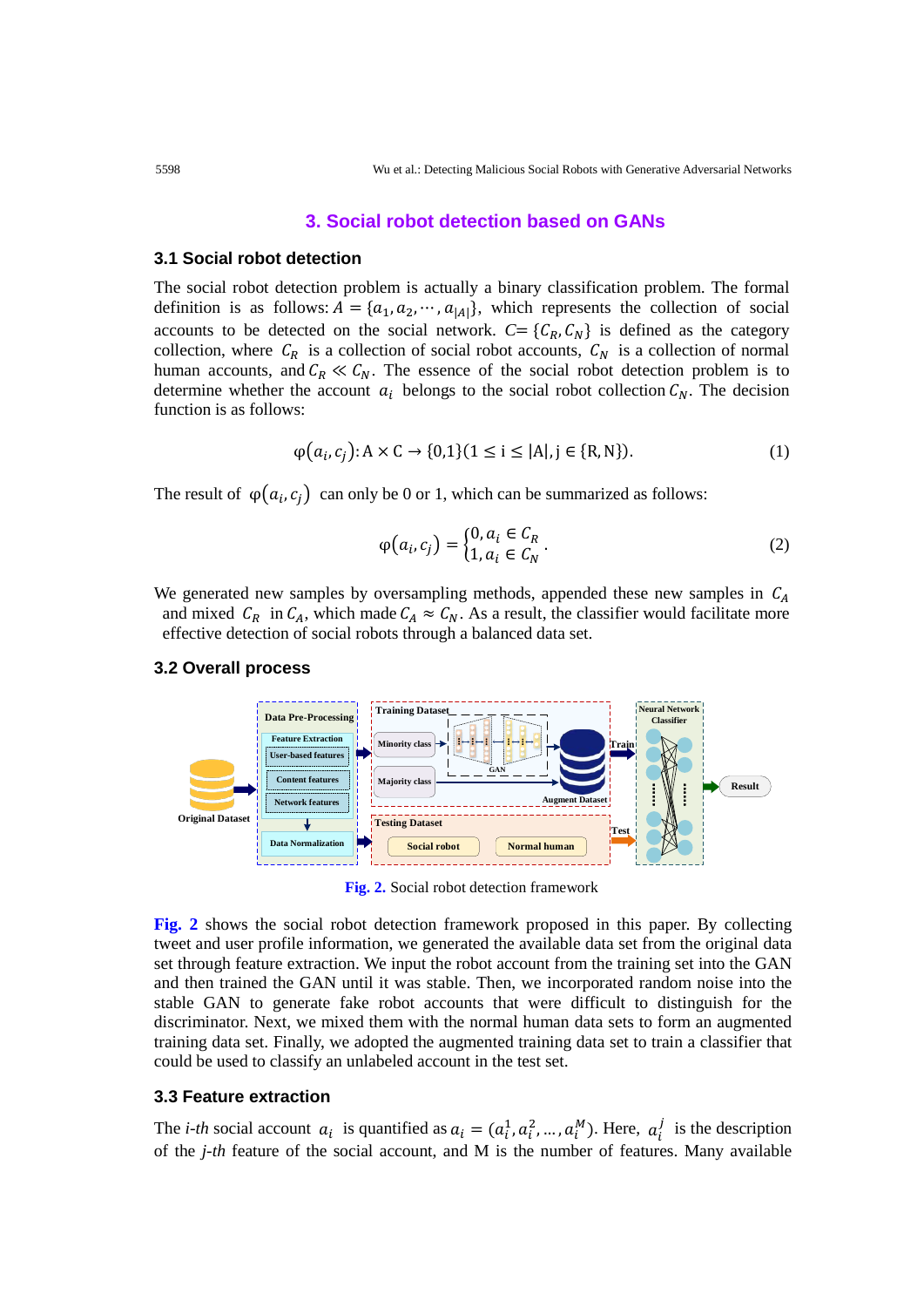## 3. Social robot detection based on GANs

### 3.1 Social robot detection

The social robot detection problem is actually a binary classification problem. The formal definition is as follows: $A = \{a_1, a_2, \cdots, a_{|A|}\}$, which represents the collection of social accounts to be detected on the social network. $C = \{C_R, C_N\}$ is defined as the category collection, where $C_R$ is a collection of social robot accounts, $C_N$ is a collection of normal human accounts, and $C_R \ll C_N$. The essence of the social robot detection problem is to determine whether the account $a_i$ belongs to the social robot collection $C_N$. The decision function is as follows:

$$\varphi(a_i, c_j): \mathrm{A} \times \mathrm{C} \to \{0,1\} (1 \le \mathrm{i} \le |\mathrm{A}|, \mathrm{j} \in \{\mathrm{R}, \mathrm{N}\}). \tag{1}$$

The result of $\varphi(a_i, c_j)$ can only be 0 or 1, which can be summarized as follows:

$$\varphi(a_i, c_j) = \begin{cases} 0, a_i \in C_R \\ 1, a_i \in C_N \end{cases}. \tag{2}$$

We generated new samples by oversampling methods, appended these new samples in $C_A$ and mixed $C_R$ in $C_A$, which made $C_A \approx C_N$. As a result, the classifier would facilitate more effective detection of social robots through a balanced data set.

### 3.2 Overall process

Fig. 2. Social robot detection framework

Fig. 2 shows the social robot detection framework proposed in this paper. By collecting tweet and user profile information, we generated the available data set from the original data set through feature extraction. We input the robot account from the training set into the GAN and then trained the GAN until it was stable. Then, we incorporated random noise into the stable GAN to generate fake robot accounts that were difficult to distinguish for the discriminator. Next, we mixed them with the normal human data sets to form an augmented training data set. Finally, we adopted the augmented training data set to train a classifier that could be used to classify an unlabeled account in the test set.

### 3.3 Feature extraction

The *i-th* social account $a_i$ is quantified as $a_i = (a_i^1, a_i^2, \ldots, a_i^M)$. Here, $a_i^j$ is the description of the *j-th* feature of the social account, and M is the number of features. Many available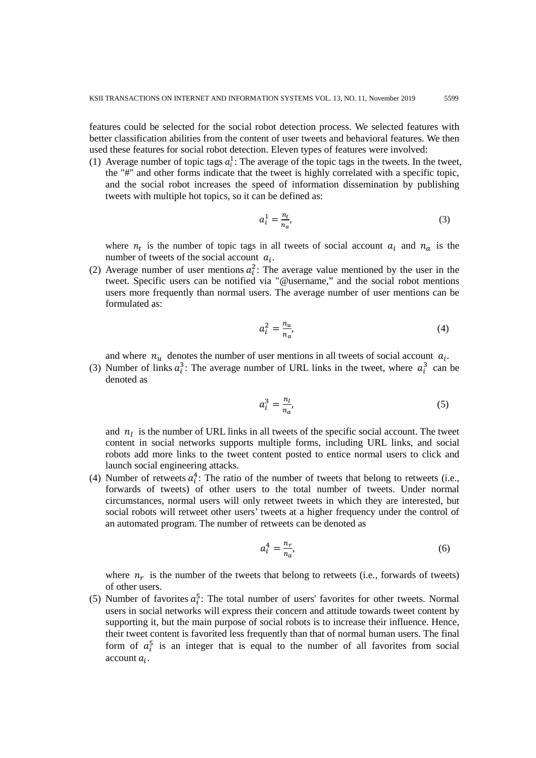features could be selected for the social robot detection process. We selected features with better classification abilities from the content of user tweets and behavioral features. We then used these features for social robot detection. Eleven types of features were involved:

(1) Average number of topic tags $a_i^1$: The average of the topic tags in the tweets. In the tweet, the "#" and other forms indicate that the tweet is highly correlated with a specific topic, and the social robot increases the speed of information dissemination by publishing tweets with multiple hot topics, so it can be defined as:

$$a_i^1 = \frac{n_t}{n_a}, \tag{3}$$

where $n_t$ is the number of topic tags in all tweets of social account $a_i$ and $n_a$ is the number of tweets of the social account $a_i$.

(2) Average number of user mentions $a_i^2$: The average value mentioned by the user in the tweet. Specific users can be notified via "@username," and the social robot mentions users more frequently than normal users. The average number of user mentions can be formulated as:

$$a_i^2 = \frac{n_u}{n_a}, \tag{4}$$

and where $n_u$ denotes the number of user mentions in all tweets of social account $a_i$.

(3) Number of links $a_i^3$: The average number of URL links in the tweet, where $a_i^3$ can be denoted as

$$a_i^3 = \frac{n_l}{n_a}, \tag{5}$$

and $n_l$ is the number of URL links in all tweets of the specific social account. The tweet content in social networks supports multiple forms, including URL links, and social robots add more links to the tweet content posted to entice normal users to click and launch social engineering attacks.

(4) Number of retweets $a_i^4$: The ratio of the number of tweets that belong to retweets (i.e., forwards of tweets) of other users to the total number of tweets. Under normal circumstances, normal users will only retweet tweets in which they are interested, but social robots will retweet other users' tweets at a higher frequency under the control of an automated program. The number of retweets can be denoted as

$$a_i^4 = \frac{n_r}{n_a}, \tag{6}$$

where $n_r$ is the number of the tweets that belong to retweets (i.e., forwards of tweets) of other users.

(5) Number of favorites $a_i^5$: The total number of users' favorites for other tweets. Normal users in social networks will express their concern and attitude towards tweet content by supporting it, but the main purpose of social robots is to increase their influence. Hence, their tweet content is favorited less frequently than that of normal human users. The final form of $a_i^5$ is an integer that is equal to the number of all favorites from social account $a_i$.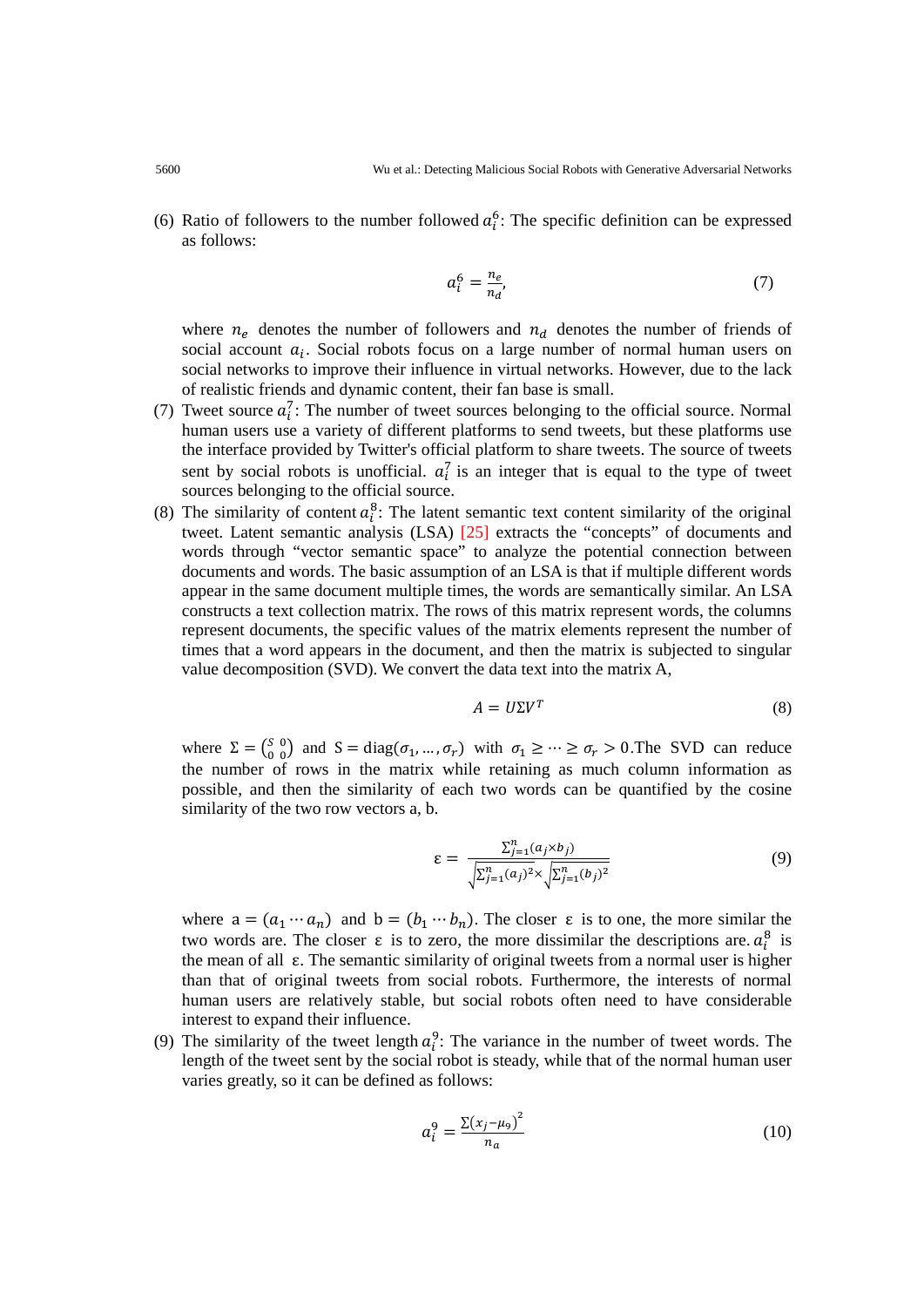(6) Ratio of followers to the number followed $a_i^6$: The specific definition can be expressed as follows:

$$a_i^6 = \frac{n_e}{n_d}, \tag{7}$$

where $n_e$ denotes the number of followers and $n_d$ denotes the number of friends of social account $a_i$. Social robots focus on a large number of normal human users on social networks to improve their influence in virtual networks. However, due to the lack of realistic friends and dynamic content, their fan base is small.

(7) Tweet source $a_i^7$: The number of tweet sources belonging to the official source. Normal human users use a variety of different platforms to send tweets, but these platforms use the interface provided by Twitter's official platform to share tweets. The source of tweets sent by social robots is unofficial. $a_i^7$ is an integer that is equal to the type of tweet sources belonging to the official source.

(8) The similarity of content $a_i^8$: The latent semantic text content similarity of the original tweet. Latent semantic analysis (LSA) [25] extracts the "concepts" of documents and words through "vector semantic space" to analyze the potential connection between documents and words. The basic assumption of an LSA is that if multiple different words appear in the same document multiple times, the words are semantically similar. An LSA constructs a text collection matrix. The rows of this matrix represent words, the columns represent documents, the specific values of the matrix elements represent the number of times that a word appears in the document, and then the matrix is subjected to singular value decomposition (SVD). We convert the data text into the matrix A,

$$A = U\Sigma V^T \tag{8}$$

where $\Sigma = \begin{pmatrix} S & 0 \\ 0 & 0 \end{pmatrix}$ and $S = \text{diag}(\sigma_1, \dots, \sigma_r)$ with $\sigma_1 \geq \dots \geq \sigma_r > 0$.The SVD can reduce the number of rows in the matrix while retaining as much column information as possible, and then the similarity of each two words can be quantified by the cosine similarity of the two row vectors a, b.

$$\varepsilon = \frac{\sum_{j=1}^{n}(a_j \times b_j)}{\sqrt{\sum_{j=1}^{n}(a_j)^2} \times \sqrt{\sum_{j=1}^{n}(b_j)^2}} \tag{9}$$

where $a = (a_1 \cdots a_n)$ and $b = (b_1 \cdots b_n)$. The closer $\varepsilon$ is to one, the more similar the two words are. The closer $\varepsilon$ is to zero, the more dissimilar the descriptions are. $a_i^8$ is the mean of all $\varepsilon$. The semantic similarity of original tweets from a normal user is higher than that of original tweets from social robots. Furthermore, the interests of normal human users are relatively stable, but social robots often need to have considerable interest to expand their influence.

(9) The similarity of the tweet length $a_i^9$: The variance in the number of tweet words. The length of the tweet sent by the social robot is steady, while that of the normal human user varies greatly, so it can be defined as follows:

$$a_i^9 = \frac{\sum (x_j - \mu_9)^2}{n_a} \tag{10}$$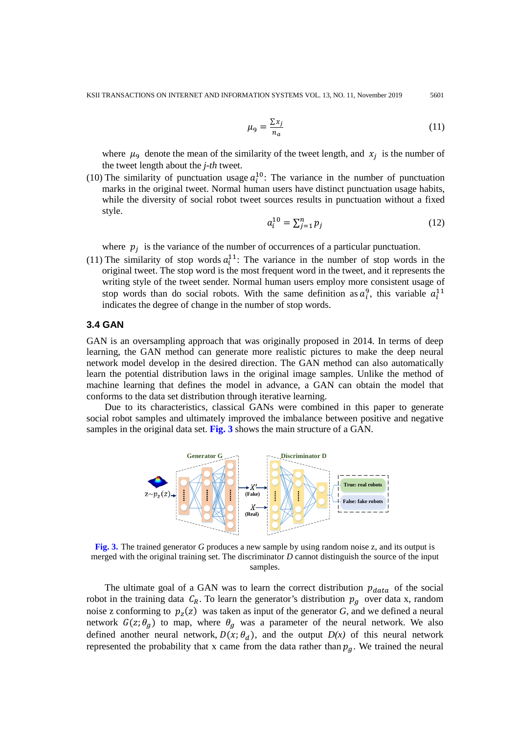$$\mu_9 = \frac{\sum x_j}{n_a} \tag{11}$$

where $\mu_9$ denote the mean of the similarity of the tweet length, and $x_j$ is the number of the tweet length about the *j-th* tweet.

(10) The similarity of punctuation usage $a_i^{10}$: The variance in the number of punctuation marks in the original tweet. Normal human users have distinct punctuation usage habits, while the diversity of social robot tweet sources results in punctuation without a fixed style.

$$a_i^{10} = \sum_{j=1}^{n} p_j \tag{12}$$

where $p_j$ is the variance of the number of occurrences of a particular punctuation.

(11) The similarity of stop words $a_i^{11}$: The variance in the number of stop words in the original tweet. The stop word is the most frequent word in the tweet, and it represents the writing style of the tweet sender. Normal human users employ more consistent usage of stop words than do social robots. With the same definition as $a_i^9$, this variable $a_i^{11}$ indicates the degree of change in the number of stop words.

### 3.4 GAN

GAN is an oversampling approach that was originally proposed in 2014. In terms of deep learning, the GAN method can generate more realistic pictures to make the deep neural network model develop in the desired direction. The GAN method can also automatically learn the potential distribution laws in the original image samples. Unlike the method of machine learning that defines the model in advance, a GAN can obtain the model that conforms to the data set distribution through iterative learning.

Due to its characteristics, classical GANs were combined in this paper to generate social robot samples and ultimately improved the imbalance between positive and negative samples in the original data set. **Fig. 3** shows the main structure of a GAN.

**Fig. 3.** The trained generator *G* produces a new sample by using random noise z, and its output is merged with the original training set. The discriminator *D* cannot distinguish the source of the input samples.

The ultimate goal of a GAN was to learn the correct distribution $p_{data}$ of the social robot in the training data $C_R$. To learn the generator's distribution $p_g$ over data x, random noise z conforming to $p_z(z)$ was taken as input of the generator *G*, and we defined a neural network $G(z; \theta_g)$ to map, where $\theta_g$ was a parameter of the neural network. We also defined another neural network, $D(x; \theta_d)$, and the output *D(x)* of this neural network represented the probability that x came from the data rather than $p_g$. We trained the neural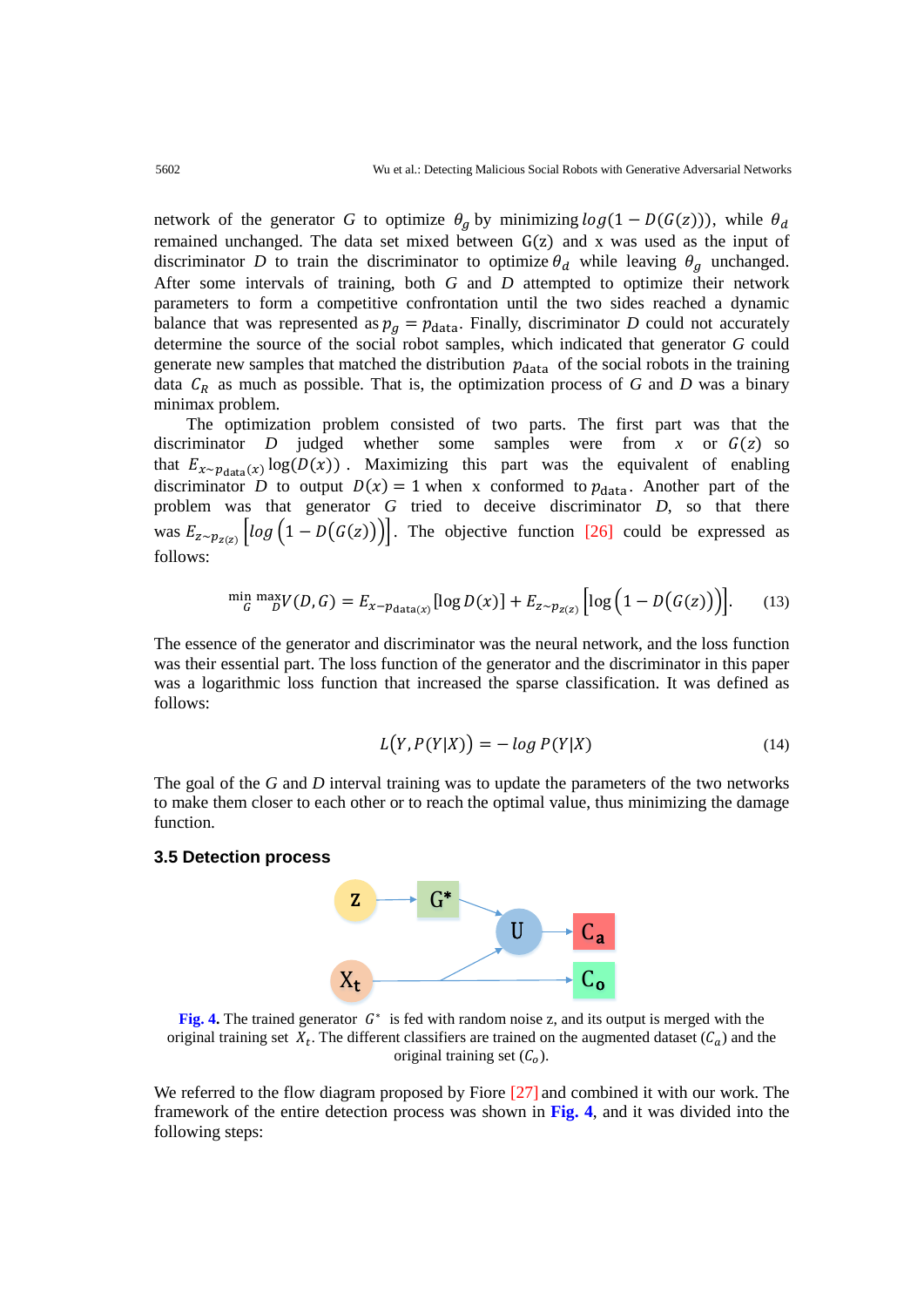network of the generator $G$ to optimize $\theta_g$ by minimizing $log(1 - D(G(z)))$, while $\theta_d$ remained unchanged. The data set mixed between G(z) and x was used as the input of discriminator $D$ to train the discriminator to optimize $\theta_d$ while leaving $\theta_g$ unchanged. After some intervals of training, both $G$ and $D$ attempted to optimize their network parameters to form a competitive confrontation until the two sides reached a dynamic balance that was represented as $p_g = p_{\text{data}}$. Finally, discriminator $D$ could not accurately determine the source of the social robot samples, which indicated that generator $G$ could generate new samples that matched the distribution $p_{\text{data}}$ of the social robots in the training data $C_R$ as much as possible. That is, the optimization process of $G$ and $D$ was a binary minimax problem.

The optimization problem consisted of two parts. The first part was that the discriminator $D$ judged whether some samples were from $x$ or $G(z)$ so that $E_{x\sim p_{\text{data}}(x)} \log(D(x))$. Maximizing this part was the equivalent of enabling discriminator $D$ to output $D(x) = 1$ when x conformed to $p_{\text{data}}$. Another part of the problem was that generator $G$ tried to deceive discriminator $D$, so that there was $E_{z\sim p_{z(z)}}\left[log\left(1 - D\left(G(z)\right)\right)\right]$. The objective function [26] could be expressed as follows:

$$\min_G \max_D V(D, G) = E_{x-p_{\text{data}(x)}}[\log D(x)] + E_{z\sim p_{z(z)}}\left[\log\left(1 - D\left(G(z)\right)\right)\right]. \tag{13}$$

The essence of the generator and discriminator was the neural network, and the loss function was their essential part. The loss function of the generator and the discriminator in this paper was a logarithmic loss function that increased the sparse classification. It was defined as follows:

$$L\left(Y, P(Y|X)\right) = -\,log\, P(Y|X) \tag{14}$$

The goal of the $G$ and $D$ interval training was to update the parameters of the two networks to make them closer to each other or to reach the optimal value, thus minimizing the damage function.

### 3.5 Detection process

**Fig. 4.** The trained generator $G^*$ is fed with random noise z, and its output is merged with the original training set $X_t$. The different classifiers are trained on the augmented dataset ($C_a$) and the original training set ($C_o$).

We referred to the flow diagram proposed by Fiore [27] and combined it with our work. The framework of the entire detection process was shown in **Fig. 4**, and it was divided into the following steps: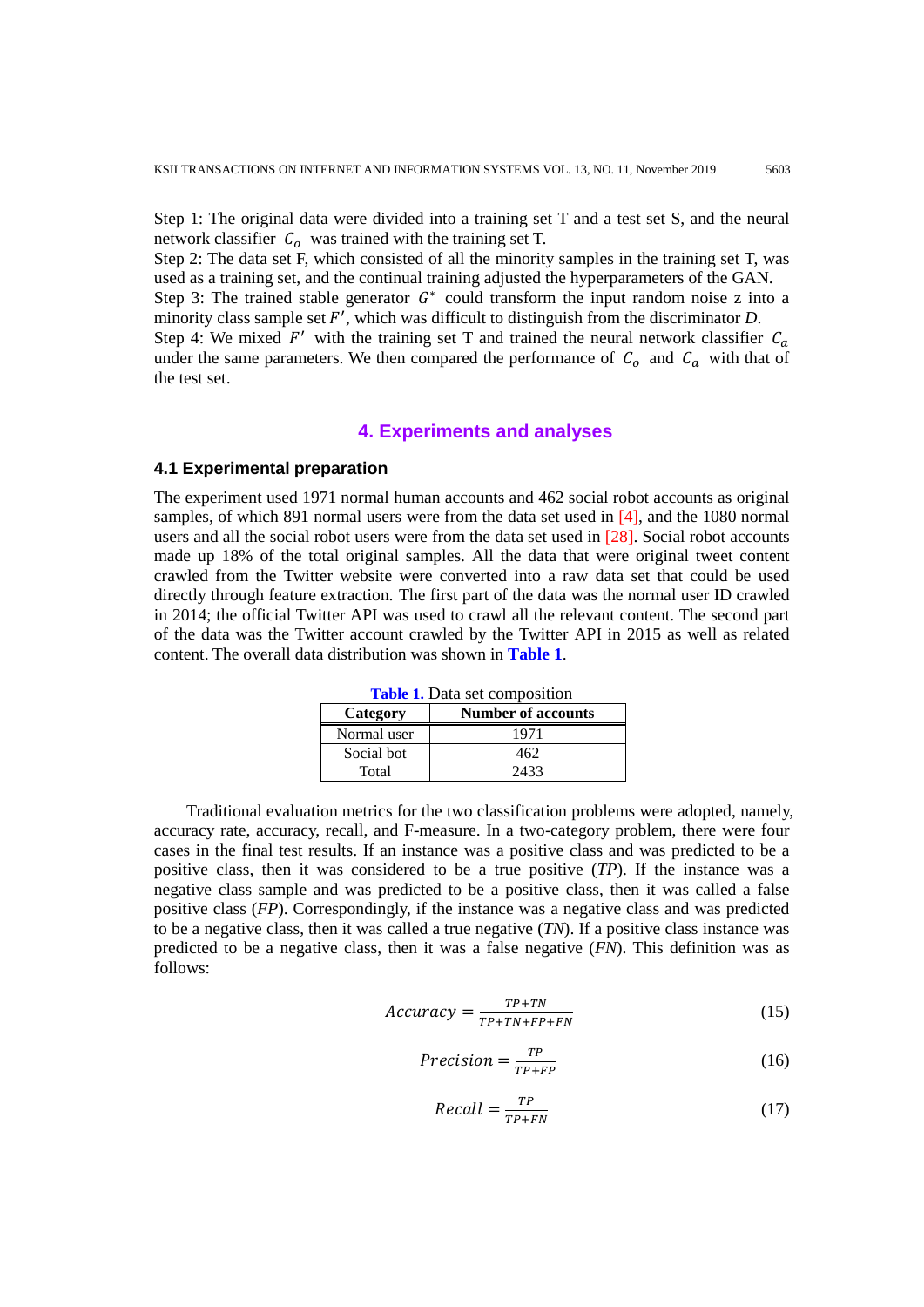Step 1: The original data were divided into a training set T and a test set S, and the neural network classifier $C_o$ was trained with the training set T.

Step 2: The data set F, which consisted of all the minority samples in the training set T, was used as a training set, and the continual training adjusted the hyperparameters of the GAN.

Step 3: The trained stable generator $G^*$ could transform the input random noise z into a minority class sample set $F'$, which was difficult to distinguish from the discriminator *D*.

Step 4: We mixed $F'$ with the training set T and trained the neural network classifier $C_a$ under the same parameters. We then compared the performance of $C_o$ and $C_a$ with that of the test set.

## 4. Experiments and analyses

### 4.1 Experimental preparation

The experiment used 1971 normal human accounts and 462 social robot accounts as original samples, of which 891 normal users were from the data set used in [4], and the 1080 normal users and all the social robot users were from the data set used in [28]. Social robot accounts made up 18% of the total original samples. All the data that were original tweet content crawled from the Twitter website were converted into a raw data set that could be used directly through feature extraction. The first part of the data was the normal user ID crawled in 2014; the official Twitter API was used to crawl all the relevant content. The second part of the data was the Twitter account crawled by the Twitter API in 2015 as well as related content. The overall data distribution was shown in **Table 1**.

**Table 1.** Data set composition

| Category | Number of accounts |
|---|---|
| Normal user | 1971 |
| Social bot | 462 |
| Total | 2433 |

Traditional evaluation metrics for the two classification problems were adopted, namely, accuracy rate, accuracy, recall, and F-measure. In a two-category problem, there were four cases in the final test results. If an instance was a positive class and was predicted to be a positive class, then it was considered to be a true positive (*TP*). If the instance was a negative class sample and was predicted to be a positive class, then it was called a false positive class (*FP*). Correspondingly, if the instance was a negative class and was predicted to be a negative class, then it was called a true negative (*TN*). If a positive class instance was predicted to be a negative class, then it was a false negative (*FN*). This definition was as follows:

$$Accuracy = \frac{TP+TN}{TP+TN+FP+FN} \tag{15}$$

$$Precision = \frac{TP}{TP+FP} \tag{16}$$

$$Recall = \frac{TP}{TP+FN} \tag{17}$$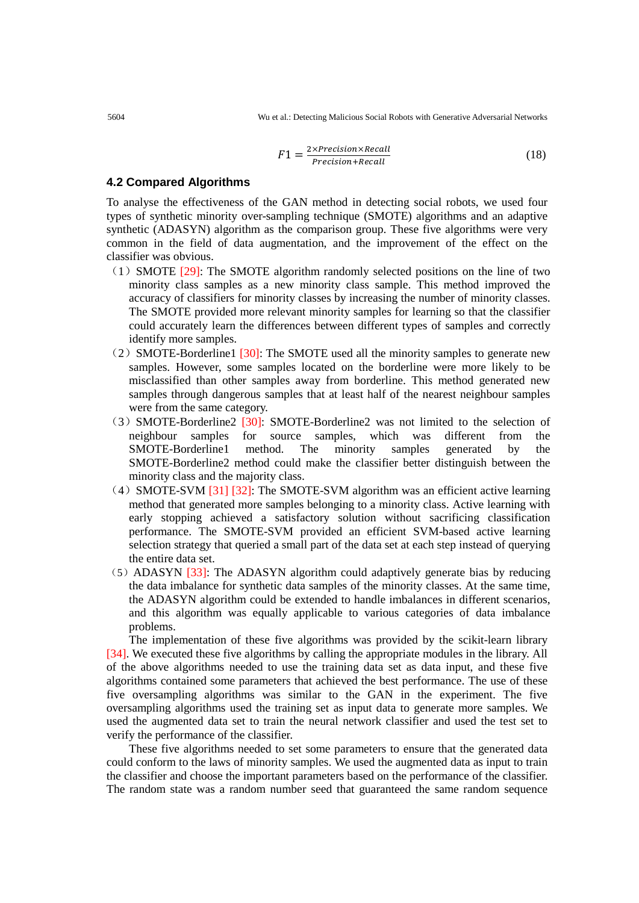$$F1 = \frac{2 \times Precision \times Recall}{Precision + Recall} \tag{18}$$

### 4.2 Compared Algorithms

To analyse the effectiveness of the GAN method in detecting social robots, we used four types of synthetic minority over-sampling technique (SMOTE) algorithms and an adaptive synthetic (ADASYN) algorithm as the comparison group. These five algorithms were very common in the field of data augmentation, and the improvement of the effect on the classifier was obvious.

（1）SMOTE [29]: The SMOTE algorithm randomly selected positions on the line of two minority class samples as a new minority class sample. This method improved the accuracy of classifiers for minority classes by increasing the number of minority classes. The SMOTE provided more relevant minority samples for learning so that the classifier could accurately learn the differences between different types of samples and correctly identify more samples.

（2）SMOTE-Borderline1 [30]: The SMOTE used all the minority samples to generate new samples. However, some samples located on the borderline were more likely to be misclassified than other samples away from borderline. This method generated new samples through dangerous samples that at least half of the nearest neighbour samples were from the same category.

（3）SMOTE-Borderline2 [30]: SMOTE-Borderline2 was not limited to the selection of neighbour samples for source samples, which was different from the SMOTE-Borderline1 method. The minority samples generated by the SMOTE-Borderline2 method could make the classifier better distinguish between the minority class and the majority class.

（4）SMOTE-SVM [31] [32]: The SMOTE-SVM algorithm was an efficient active learning method that generated more samples belonging to a minority class. Active learning with early stopping achieved a satisfactory solution without sacrificing classification performance. The SMOTE-SVM provided an efficient SVM-based active learning selection strategy that queried a small part of the data set at each step instead of querying the entire data set.

（5）ADASYN [33]: The ADASYN algorithm could adaptively generate bias by reducing the data imbalance for synthetic data samples of the minority classes. At the same time, the ADASYN algorithm could be extended to handle imbalances in different scenarios, and this algorithm was equally applicable to various categories of data imbalance problems.

The implementation of these five algorithms was provided by the scikit-learn library [34]. We executed these five algorithms by calling the appropriate modules in the library. All of the above algorithms needed to use the training data set as data input, and these five algorithms contained some parameters that achieved the best performance. The use of these five oversampling algorithms was similar to the GAN in the experiment. The five oversampling algorithms used the training set as input data to generate more samples. We used the augmented data set to train the neural network classifier and used the test set to verify the performance of the classifier.

These five algorithms needed to set some parameters to ensure that the generated data could conform to the laws of minority samples. We used the augmented data as input to train the classifier and choose the important parameters based on the performance of the classifier. The random state was a random number seed that guaranteed the same random sequence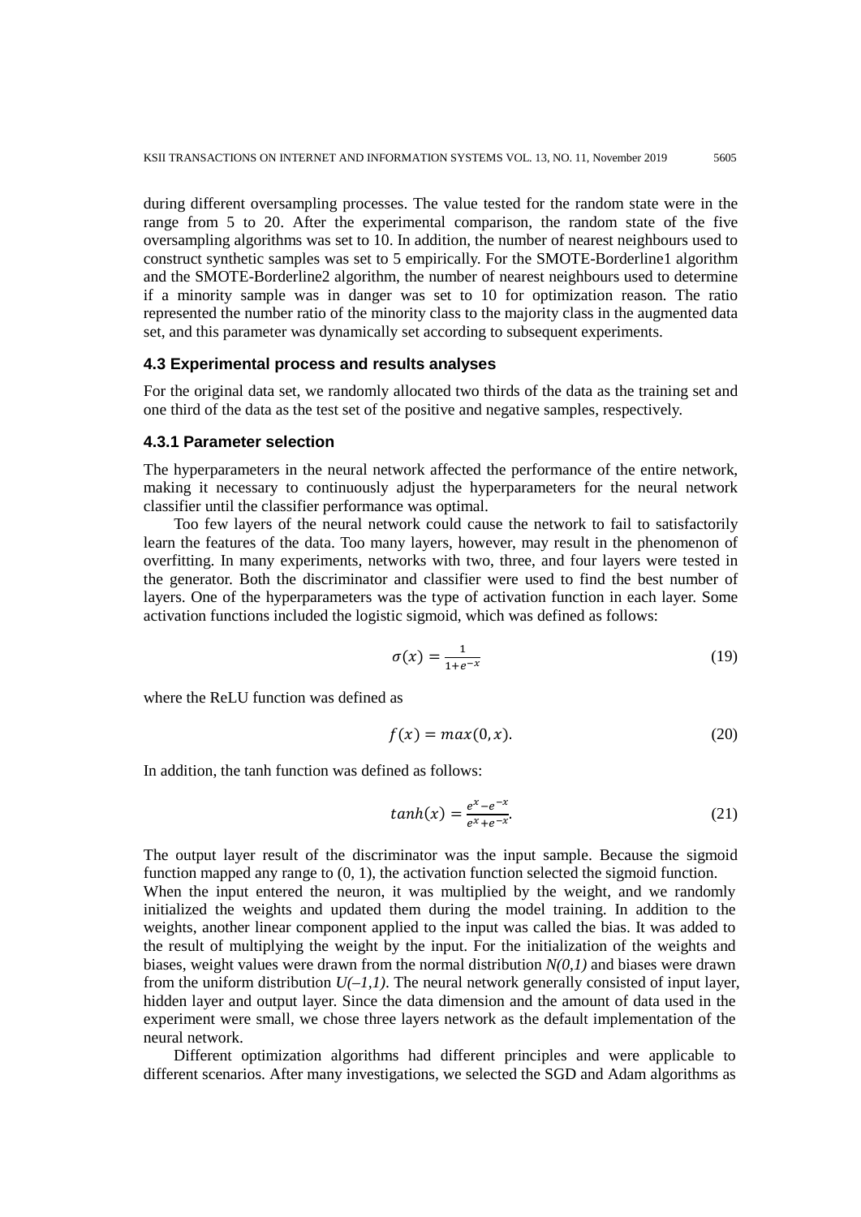during different oversampling processes. The value tested for the random state were in the range from 5 to 20. After the experimental comparison, the random state of the five oversampling algorithms was set to 10. In addition, the number of nearest neighbours used to construct synthetic samples was set to 5 empirically. For the SMOTE-Borderline1 algorithm and the SMOTE-Borderline2 algorithm, the number of nearest neighbours used to determine if a minority sample was in danger was set to 10 for optimization reason. The ratio represented the number ratio of the minority class to the majority class in the augmented data set, and this parameter was dynamically set according to subsequent experiments.

### 4.3 Experimental process and results analyses

For the original data set, we randomly allocated two thirds of the data as the training set and one third of the data as the test set of the positive and negative samples, respectively.

#### 4.3.1 Parameter selection

The hyperparameters in the neural network affected the performance of the entire network, making it necessary to continuously adjust the hyperparameters for the neural network classifier until the classifier performance was optimal.

Too few layers of the neural network could cause the network to fail to satisfactorily learn the features of the data. Too many layers, however, may result in the phenomenon of overfitting. In many experiments, networks with two, three, and four layers were tested in the generator. Both the discriminator and classifier were used to find the best number of layers. One of the hyperparameters was the type of activation function in each layer. Some activation functions included the logistic sigmoid, which was defined as follows:

$$\sigma(x) = \frac{1}{1+e^{-x}} \tag{19}$$

where the ReLU function was defined as

$$f(x) = max(0, x). \tag{20}$$

In addition, the tanh function was defined as follows:

$$tanh(x) = \frac{e^{x}-e^{-x}}{e^{x}+e^{-x}}. \tag{21}$$

The output layer result of the discriminator was the input sample. Because the sigmoid function mapped any range to (0, 1), the activation function selected the sigmoid function.
When the input entered the neuron, it was multiplied by the weight, and we randomly initialized the weights and updated them during the model training. In addition to the weights, another linear component applied to the input was called the bias. It was added to the result of multiplying the weight by the input. For the initialization of the weights and biases, weight values were drawn from the normal distribution $N(0,1)$ and biases were drawn from the uniform distribution $U(-1,1)$. The neural network generally consisted of input layer, hidden layer and output layer. Since the data dimension and the amount of data used in the experiment were small, we chose three layers network as the default implementation of the neural network.

Different optimization algorithms had different principles and were applicable to different scenarios. After many investigations, we selected the SGD and Adam algorithms as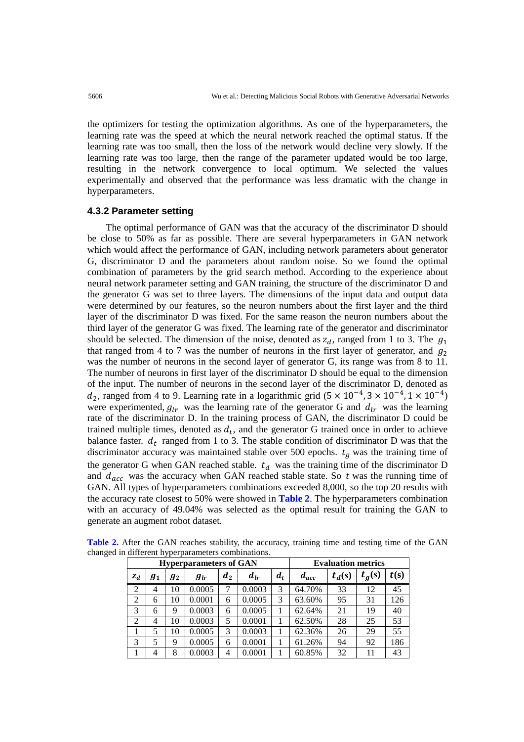the optimizers for testing the optimization algorithms. As one of the hyperparameters, the learning rate was the speed at which the neural network reached the optimal status. If the learning rate was too small, then the loss of the network would decline very slowly. If the learning rate was too large, then the range of the parameter updated would be too large, resulting in the network convergence to local optimum. We selected the values experimentally and observed that the performance was less dramatic with the change in hyperparameters.

### 4.3.2 Parameter setting

The optimal performance of GAN was that the accuracy of the discriminator D should be close to 50% as far as possible. There are several hyperparameters in GAN network which would affect the performance of GAN, including network parameters about generator G, discriminator D and the parameters about random noise. So we found the optimal combination of parameters by the grid search method. According to the experience about neural network parameter setting and GAN training, the structure of the discriminator D and the generator G was set to three layers. The dimensions of the input data and output data were determined by our features, so the neuron numbers about the first layer and the third layer of the discriminator D was fixed. For the same reason the neuron numbers about the third layer of the generator G was fixed. The learning rate of the generator and discriminator should be selected. The dimension of the noise, denoted as $z_d$, ranged from 1 to 3. The $g_1$ that ranged from 4 to 7 was the number of neurons in the first layer of generator, and $g_2$ was the number of neurons in the second layer of generator G, its range was from 8 to 11. The number of neurons in first layer of the discriminator D should be equal to the dimension of the input. The number of neurons in the second layer of the discriminator D, denoted as $d_2$, ranged from 4 to 9. Learning rate in a logarithmic grid ($5 \times 10^{-4}, 3 \times 10^{-4}, 1 \times 10^{-4}$) were experimented, $g_{lr}$ was the learning rate of the generator G and $d_{lr}$ was the learning rate of the discriminator D. In the training process of GAN, the discriminator D could be trained multiple times, denoted as $d_t$, and the generator G trained once in order to achieve balance faster. $d_t$ ranged from 1 to 3. The stable condition of discriminator D was that the discriminator accuracy was maintained stable over 500 epochs. $t_g$ was the training time of the generator G when GAN reached stable. $t_d$ was the training time of the discriminator D and $d_{acc}$ was the accuracy when GAN reached stable state. So $t$ was the running time of GAN. All types of hyperparameters combinations exceeded 8,000, so the top 20 results with the accuracy rate closest to 50% were showed in **Table 2**. The hyperparameters combination with an accuracy of 49.04% was selected as the optimal result for training the GAN to generate an augment robot dataset.

**Table 2.** After the GAN reaches stability, the accuracy, training time and testing time of the GAN changed in different hyperparameters combinations.

| Hyperparameters of GAN | | | | | | | Evaluation metrics | | | |
|---|---|---|---|---|---|---|---|---|---|---|
| $z_d$ | $g_1$ | $g_2$ | $g_{lr}$ | $d_2$ | $d_{lr}$ | $d_t$ | $d_{acc}$ | $t_d$(s) | $t_g$(s) | $t$(s) |
| 2 | 4 | 10 | 0.0005 | 7 | 0.0003 | 3 | 64.70% | 33 | 12 | 45 |
| 2 | 6 | 10 | 0.0001 | 6 | 0.0005 | 3 | 63.60% | 95 | 31 | 126 |
| 3 | 6 | 9 | 0.0003 | 6 | 0.0005 | 1 | 62.64% | 21 | 19 | 40 |
| 2 | 4 | 10 | 0.0003 | 5 | 0.0001 | 1 | 62.50% | 28 | 25 | 53 |
| 1 | 5 | 10 | 0.0005 | 3 | 0.0003 | 1 | 62.36% | 26 | 29 | 55 |
| 3 | 5 | 9 | 0.0005 | 6 | 0.0001 | 1 | 61.26% | 94 | 92 | 186 |
| 1 | 4 | 8 | 0.0003 | 4 | 0.0001 | 1 | 60.85% | 32 | 11 | 43 |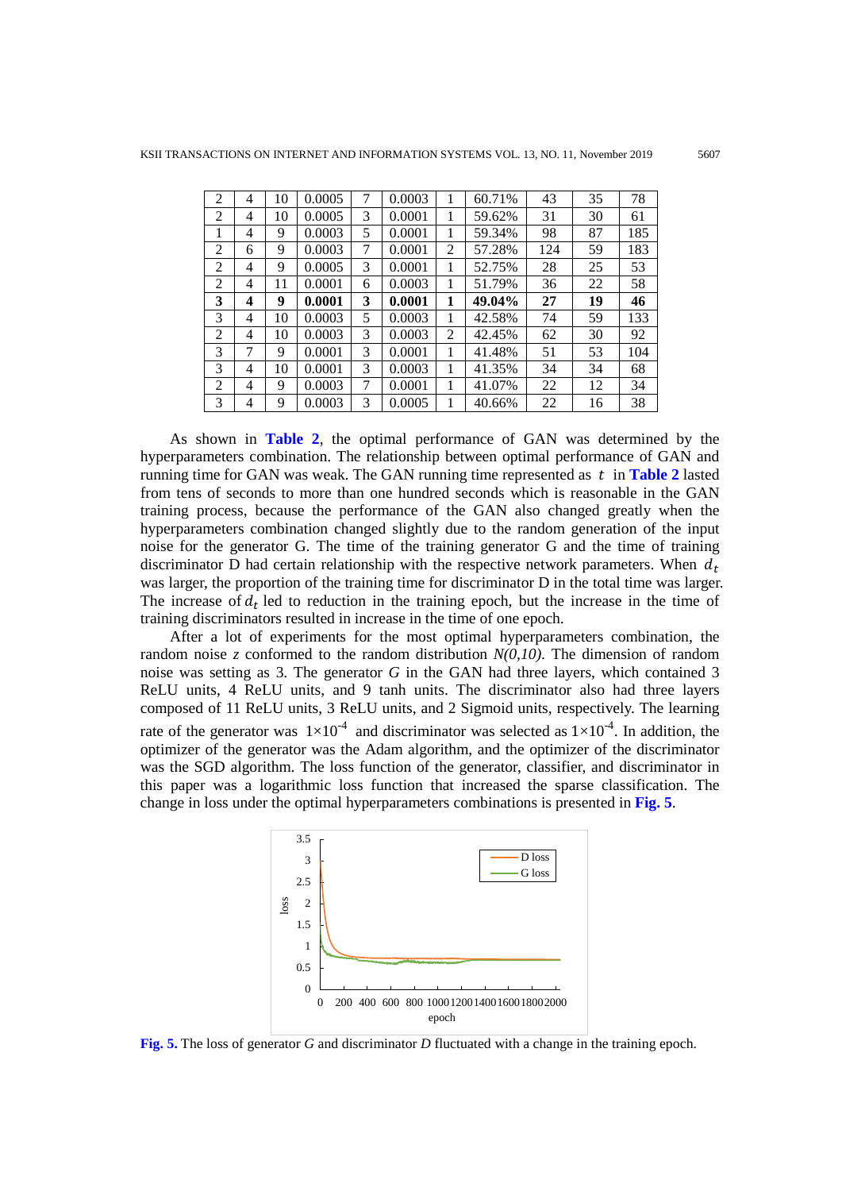| 2 | 4 | 10 | 0.0005 | 7 | 0.0003 | 1 | 60.71% | 43 | 35 | 78 |
|---|---|---|---|---|---|---|---|---|---|---|
| 2 | 4 | 10 | 0.0005 | 3 | 0.0001 | 1 | 59.62% | 31 | 30 | 61 |
| 1 | 4 | 9 | 0.0003 | 5 | 0.0001 | 1 | 59.34% | 98 | 87 | 185 |
| 2 | 6 | 9 | 0.0003 | 7 | 0.0001 | 2 | 57.28% | 124 | 59 | 183 |
| 2 | 4 | 9 | 0.0005 | 3 | 0.0001 | 1 | 52.75% | 28 | 25 | 53 |
| 2 | 4 | 11 | 0.0001 | 6 | 0.0003 | 1 | 51.79% | 36 | 22 | 58 |
| **3** | **4** | **9** | **0.0001** | **3** | **0.0001** | **1** | **49.04%** | **27** | **19** | **46** |
| 3 | 4 | 10 | 0.0003 | 5 | 0.0003 | 1 | 42.58% | 74 | 59 | 133 |
| 2 | 4 | 10 | 0.0003 | 3 | 0.0003 | 2 | 42.45% | 62 | 30 | 92 |
| 3 | 7 | 9 | 0.0001 | 3 | 0.0001 | 1 | 41.48% | 51 | 53 | 104 |
| 3 | 4 | 10 | 0.0001 | 3 | 0.0003 | 1 | 41.35% | 34 | 34 | 68 |
| 2 | 4 | 9 | 0.0003 | 7 | 0.0001 | 1 | 41.07% | 22 | 12 | 34 |
| 3 | 4 | 9 | 0.0003 | 3 | 0.0005 | 1 | 40.66% | 22 | 16 | 38 |

As shown in **Table 2**, the optimal performance of GAN was determined by the hyperparameters combination. The relationship between optimal performance of GAN and running time for GAN was weak. The GAN running time represented as $t$ in **Table 2** lasted from tens of seconds to more than one hundred seconds which is reasonable in the GAN training process, because the performance of the GAN also changed greatly when the hyperparameters combination changed slightly due to the random generation of the input noise for the generator G. The time of the training generator G and the time of training discriminator D had certain relationship with the respective network parameters. When $d_t$ was larger, the proportion of the training time for discriminator D in the total time was larger. The increase of $d_t$ led to reduction in the training epoch, but the increase in the time of training discriminators resulted in increase in the time of one epoch.

After a lot of experiments for the most optimal hyperparameters combination, the random noise *z* conformed to the random distribution *N(0,10)*. The dimension of random noise was setting as 3. The generator *G* in the GAN had three layers, which contained 3 ReLU units, 4 ReLU units, and 9 tanh units. The discriminator also had three layers composed of 11 ReLU units, 3 ReLU units, and 2 Sigmoid units, respectively. The learning rate of the generator was $1\times10^{-4}$ and discriminator was selected as $1\times10^{-4}$. In addition, the optimizer of the generator was the Adam algorithm, and the optimizer of the discriminator was the SGD algorithm. The loss function of the generator, classifier, and discriminator in this paper was a logarithmic loss function that increased the sparse classification. The change in loss under the optimal hyperparameters combinations is presented in **Fig. 5**.

**Fig. 5.** The loss of generator *G* and discriminator *D* fluctuated with a change in the training epoch.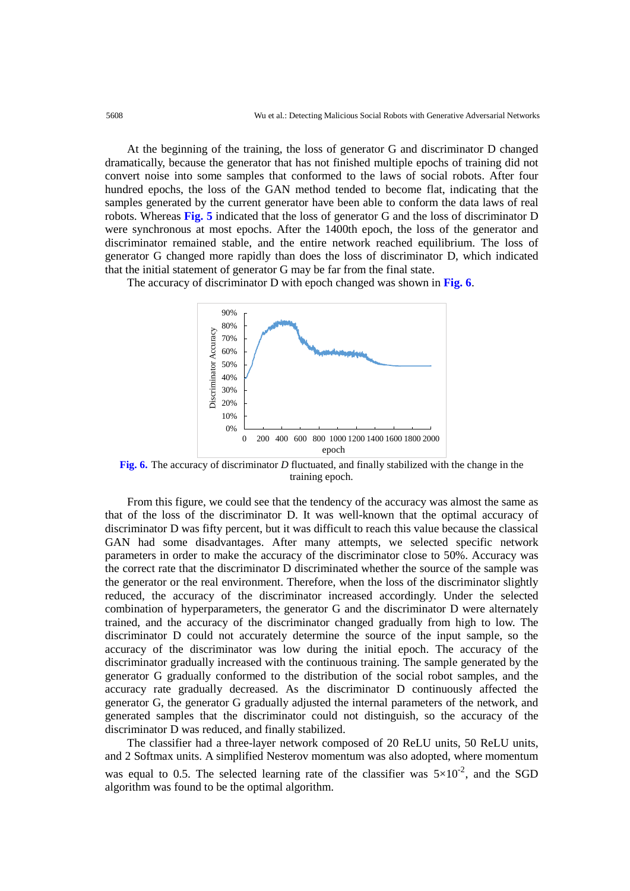At the beginning of the training, the loss of generator G and discriminator D changed dramatically, because the generator that has not finished multiple epochs of training did not convert noise into some samples that conformed to the laws of social robots. After four hundred epochs, the loss of the GAN method tended to become flat, indicating that the samples generated by the current generator have been able to conform the data laws of real robots. Whereas **Fig. 5** indicated that the loss of generator G and the loss of discriminator D were synchronous at most epochs. After the 1400th epoch, the loss of the generator and discriminator remained stable, and the entire network reached equilibrium. The loss of generator G changed more rapidly than does the loss of discriminator D, which indicated that the initial statement of generator G may be far from the final state.

The accuracy of discriminator D with epoch changed was shown in **Fig. 6**.

**Fig. 6.** The accuracy of discriminator *D* fluctuated, and finally stabilized with the change in the training epoch.

From this figure, we could see that the tendency of the accuracy was almost the same as that of the loss of the discriminator D. It was well-known that the optimal accuracy of discriminator D was fifty percent, but it was difficult to reach this value because the classical GAN had some disadvantages. After many attempts, we selected specific network parameters in order to make the accuracy of the discriminator close to 50%. Accuracy was the correct rate that the discriminator D discriminated whether the source of the sample was the generator or the real environment. Therefore, when the loss of the discriminator slightly reduced, the accuracy of the discriminator increased accordingly. Under the selected combination of hyperparameters, the generator G and the discriminator D were alternately trained, and the accuracy of the discriminator changed gradually from high to low. The discriminator D could not accurately determine the source of the input sample, so the accuracy of the discriminator was low during the initial epoch. The accuracy of the discriminator gradually increased with the continuous training. The sample generated by the generator G gradually conformed to the distribution of the social robot samples, and the accuracy rate gradually decreased. As the discriminator D continuously affected the generator G, the generator G gradually adjusted the internal parameters of the network, and generated samples that the discriminator could not distinguish, so the accuracy of the discriminator D was reduced, and finally stabilized.

The classifier had a three-layer network composed of 20 ReLU units, 50 ReLU units, and 2 Softmax units. A simplified Nesterov momentum was also adopted, where momentum was equal to 0.5. The selected learning rate of the classifier was $5\times10^{-2}$, and the SGD algorithm was found to be the optimal algorithm.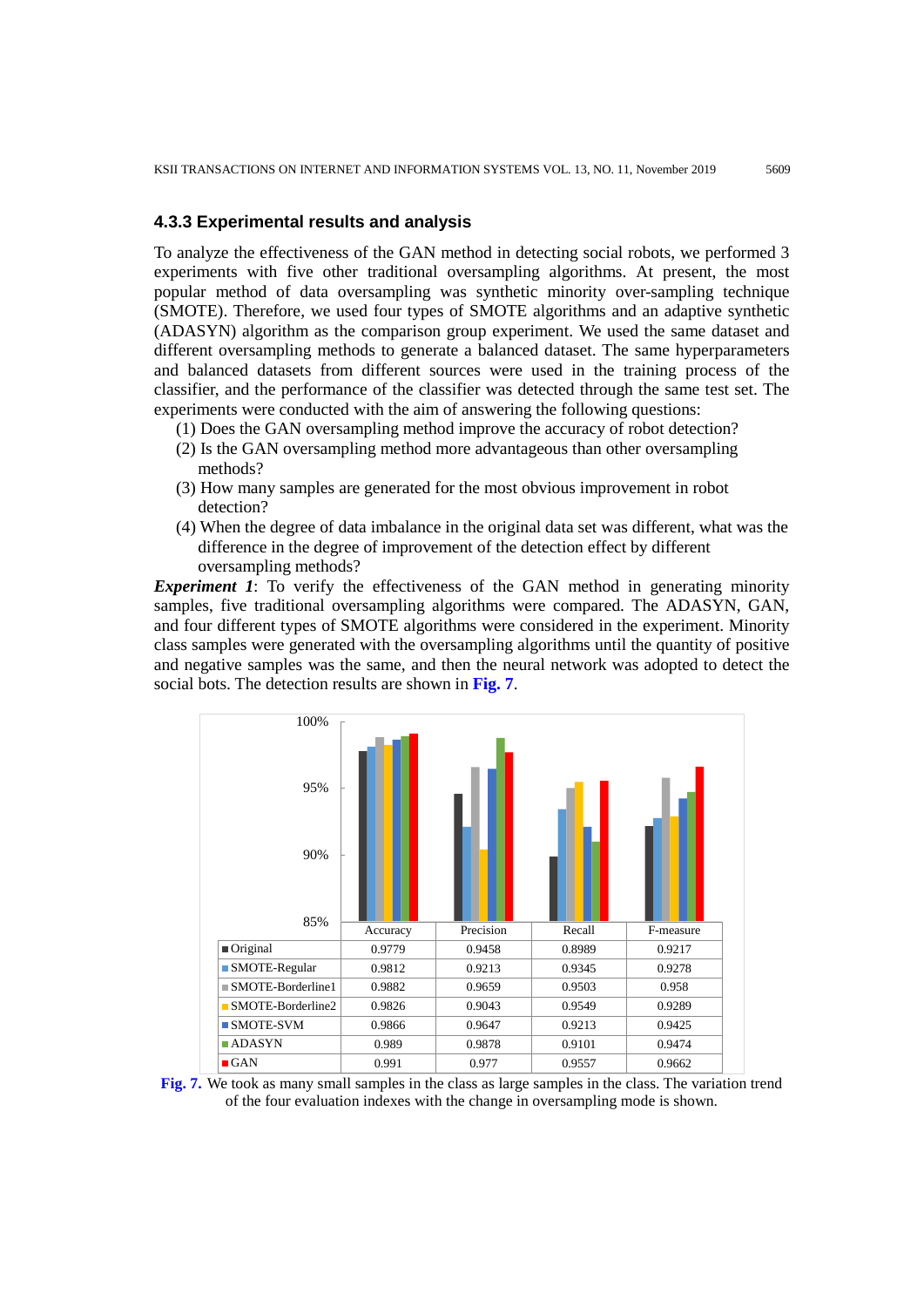### 4.3.3 Experimental results and analysis

To analyze the effectiveness of the GAN method in detecting social robots, we performed 3 experiments with five other traditional oversampling algorithms. At present, the most popular method of data oversampling was synthetic minority over-sampling technique (SMOTE). Therefore, we used four types of SMOTE algorithms and an adaptive synthetic (ADASYN) algorithm as the comparison group experiment. We used the same dataset and different oversampling methods to generate a balanced dataset. The same hyperparameters and balanced datasets from different sources were used in the training process of the classifier, and the performance of the classifier was detected through the same test set. The experiments were conducted with the aim of answering the following questions:

(1) Does the GAN oversampling method improve the accuracy of robot detection?
(2) Is the GAN oversampling method more advantageous than other oversampling methods?
(3) How many samples are generated for the most obvious improvement in robot detection?
(4) When the degree of data imbalance in the original data set was different, what was the difference in the degree of improvement of the detection effect by different oversampling methods?

***Experiment 1***: To verify the effectiveness of the GAN method in generating minority samples, five traditional oversampling algorithms were compared. The ADASYN, GAN, and four different types of SMOTE algorithms were considered in the experiment. Minority class samples were generated with the oversampling algorithms until the quantity of positive and negative samples was the same, and then the neural network was adopted to detect the social bots. The detection results are shown in **Fig. 7**.

| | Accuracy | Precision | Recall | F-measure |
|---|---|---|---|---|
| Original | 0.9779 | 0.9458 | 0.8989 | 0.9217 |
| SMOTE-Regular | 0.9812 | 0.9213 | 0.9345 | 0.9278 |
| SMOTE-Borderline1 | 0.9882 | 0.9659 | 0.9503 | 0.958 |
| SMOTE-Borderline2 | 0.9826 | 0.9043 | 0.9549 | 0.9289 |
| SMOTE-SVM | 0.9866 | 0.9647 | 0.9213 | 0.9425 |
| ADASYN | 0.989 | 0.9878 | 0.9101 | 0.9474 |
| GAN | 0.991 | 0.977 | 0.9557 | 0.9662 |

**Fig. 7.** We took as many small samples in the class as large samples in the class. The variation trend of the four evaluation indexes with the change in oversampling mode is shown.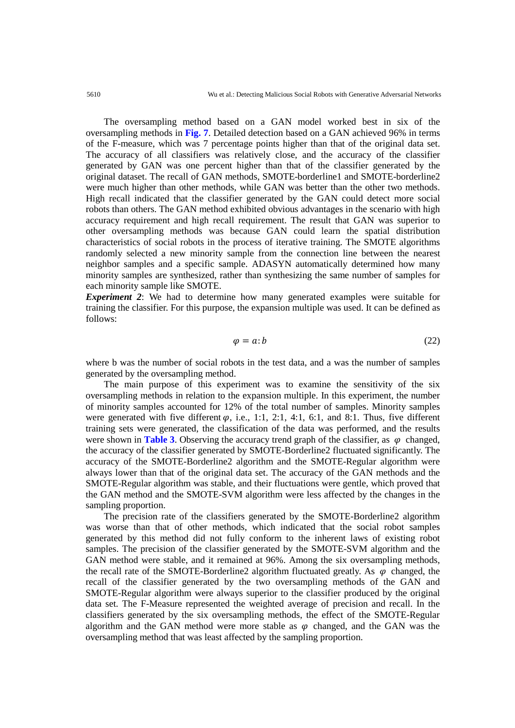The oversampling method based on a GAN model worked best in six of the oversampling methods in **Fig. 7**. Detailed detection based on a GAN achieved 96% in terms of the F-measure, which was 7 percentage points higher than that of the original data set. The accuracy of all classifiers was relatively close, and the accuracy of the classifier generated by GAN was one percent higher than that of the classifier generated by the original dataset. The recall of GAN methods, SMOTE-borderline1 and SMOTE-borderline2 were much higher than other methods, while GAN was better than the other two methods. High recall indicated that the classifier generated by the GAN could detect more social robots than others. The GAN method exhibited obvious advantages in the scenario with high accuracy requirement and high recall requirement. The result that GAN was superior to other oversampling methods was because GAN could learn the spatial distribution characteristics of social robots in the process of iterative training. The SMOTE algorithms randomly selected a new minority sample from the connection line between the nearest neighbor samples and a specific sample. ADASYN automatically determined how many minority samples are synthesized, rather than synthesizing the same number of samples for each minority sample like SMOTE.

***Experiment 2***: We had to determine how many generated examples were suitable for training the classifier. For this purpose, the expansion multiple was used. It can be defined as follows:

$$\varphi = a{:}b \tag{22}$$

where b was the number of social robots in the test data, and a was the number of samples generated by the oversampling method.

The main purpose of this experiment was to examine the sensitivity of the six oversampling methods in relation to the expansion multiple. In this experiment, the number of minority samples accounted for 12% of the total number of samples. Minority samples were generated with five different $\varphi$, i.e., 1:1, 2:1, 4:1, 6:1, and 8:1. Thus, five different training sets were generated, the classification of the data was performed, and the results were shown in **Table 3**. Observing the accuracy trend graph of the classifier, as $\varphi$ changed, the accuracy of the classifier generated by SMOTE-Borderline2 fluctuated significantly. The accuracy of the SMOTE-Borderline2 algorithm and the SMOTE-Regular algorithm were always lower than that of the original data set. The accuracy of the GAN methods and the SMOTE-Regular algorithm was stable, and their fluctuations were gentle, which proved that the GAN method and the SMOTE-SVM algorithm were less affected by the changes in the sampling proportion.

The precision rate of the classifiers generated by the SMOTE-Borderline2 algorithm was worse than that of other methods, which indicated that the social robot samples generated by this method did not fully conform to the inherent laws of existing robot samples. The precision of the classifier generated by the SMOTE-SVM algorithm and the GAN method were stable, and it remained at 96%. Among the six oversampling methods, the recall rate of the SMOTE-Borderline2 algorithm fluctuated greatly. As $\varphi$ changed, the recall of the classifier generated by the two oversampling methods of the GAN and SMOTE-Regular algorithm were always superior to the classifier produced by the original data set. The F-Measure represented the weighted average of precision and recall. In the classifiers generated by the six oversampling methods, the effect of the SMOTE-Regular algorithm and the GAN method were more stable as $\varphi$ changed, and the GAN was the oversampling method that was least affected by the sampling proportion.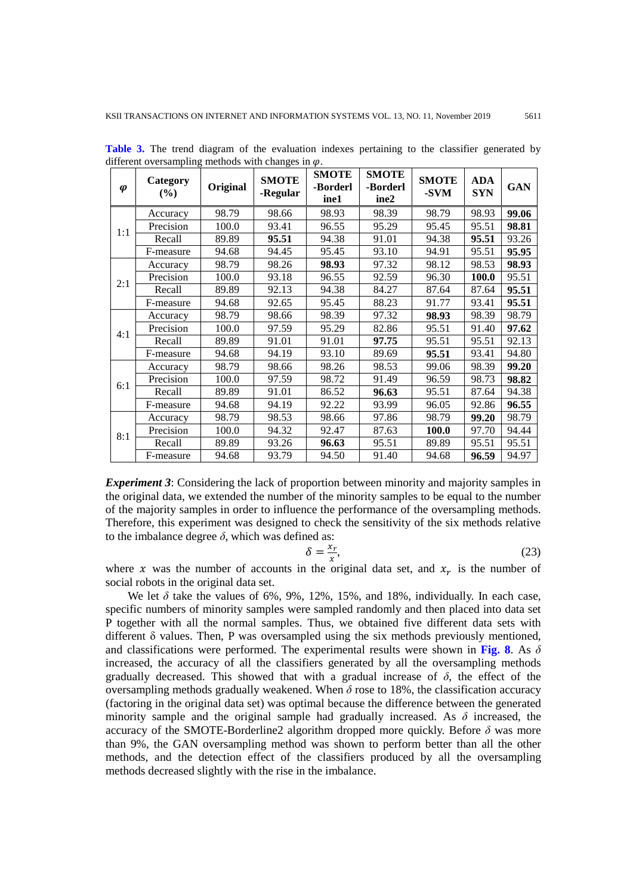**Table 3.** The trend diagram of the evaluation indexes pertaining to the classifier generated by different oversampling methods with changes in $\varphi$.

| $\varphi$ | Category (%) | Original | SMOTE -Regular | SMOTE -Borderline1 | SMOTE -Borderline2 | SMOTE -SVM | ADASYN | GAN |
|---|---|---|---|---|---|---|---|---|
| 1:1 | Accuracy | 98.79 | 98.66 | 98.93 | 98.39 | 98.79 | 98.93 | **99.06** |
| | Precision | 100.0 | 93.41 | 96.55 | 95.29 | 95.45 | 95.51 | **98.81** |
| | Recall | 89.89 | **95.51** | 94.38 | 91.01 | 94.38 | **95.51** | 93.26 |
| | F-measure | 94.68 | 94.45 | 95.45 | 93.10 | 94.91 | 95.51 | **95.95** |
| 2:1 | Accuracy | 98.79 | 98.26 | **98.93** | 97.32 | 98.12 | 98.53 | **98.93** |
| | Precision | 100.0 | 93.18 | 96.55 | 92.59 | 96.30 | **100.0** | 95.51 |
| | Recall | 89.89 | 92.13 | 94.38 | 84.27 | 87.64 | 87.64 | **95.51** |
| | F-measure | 94.68 | 92.65 | 95.45 | 88.23 | 91.77 | 93.41 | **95.51** |
| 4:1 | Accuracy | 98.79 | 98.66 | 98.39 | 97.32 | **98.93** | 98.39 | 98.79 |
| | Precision | 100.0 | 97.59 | 95.29 | 82.86 | 95.51 | 91.40 | **97.62** |
| | Recall | 89.89 | 91.01 | 91.01 | **97.75** | 95.51 | 95.51 | 92.13 |
| | F-measure | 94.68 | 94.19 | 93.10 | 89.69 | **95.51** | 93.41 | 94.80 |
| 6:1 | Accuracy | 98.79 | 98.66 | 98.26 | 98.53 | 99.06 | 98.39 | **99.20** |
| | Precision | 100.0 | 97.59 | 98.72 | 91.49 | 96.59 | 98.73 | **98.82** |
| | Recall | 89.89 | 91.01 | 86.52 | **96.63** | 95.51 | 87.64 | 94.38 |
| | F-measure | 94.68 | 94.19 | 92.22 | 93.99 | 96.05 | 92.86 | **96.55** |
| 8:1 | Accuracy | 98.79 | 98.53 | 98.66 | 97.86 | 98.79 | **99.20** | 98.79 |
| | Precision | 100.0 | 94.32 | 92.47 | 87.63 | **100.0** | 97.70 | 94.44 |
| | Recall | 89.89 | 93.26 | **96.63** | 95.51 | 89.89 | 95.51 | 95.51 |
| | F-measure | 94.68 | 93.79 | 94.50 | 91.40 | 94.68 | **96.59** | 94.97 |

***Experiment 3***: Considering the lack of proportion between minority and majority samples in the original data, we extended the number of the minority samples to be equal to the number of the majority samples in order to influence the performance of the oversampling methods. Therefore, this experiment was designed to check the sensitivity of the six methods relative to the imbalance degree $\delta$, which was defined as:

$$\delta = \frac{x_r}{x}, \tag{23}$$

where $x$ was the number of accounts in the original data set, and $x_r$ is the number of social robots in the original data set.

We let $\delta$ take the values of 6%, 9%, 12%, 15%, and 18%, individually. In each case, specific numbers of minority samples were sampled randomly and then placed into data set P together with all the normal samples. Thus, we obtained five different data sets with different $\delta$ values. Then, P was oversampled using the six methods previously mentioned, and classifications were performed. The experimental results were shown in **Fig. 8**. As $\delta$ increased, the accuracy of all the classifiers generated by all the oversampling methods gradually decreased. This showed that with a gradual increase of $\delta$, the effect of the oversampling methods gradually weakened. When $\delta$ rose to 18%, the classification accuracy (factoring in the original data set) was optimal because the difference between the generated minority sample and the original sample had gradually increased. As $\delta$ increased, the accuracy of the SMOTE-Borderline2 algorithm dropped more quickly. Before $\delta$ was more than 9%, the GAN oversampling method was shown to perform better than all the other methods, and the detection effect of the classifiers produced by all the oversampling methods decreased slightly with the rise in the imbalance.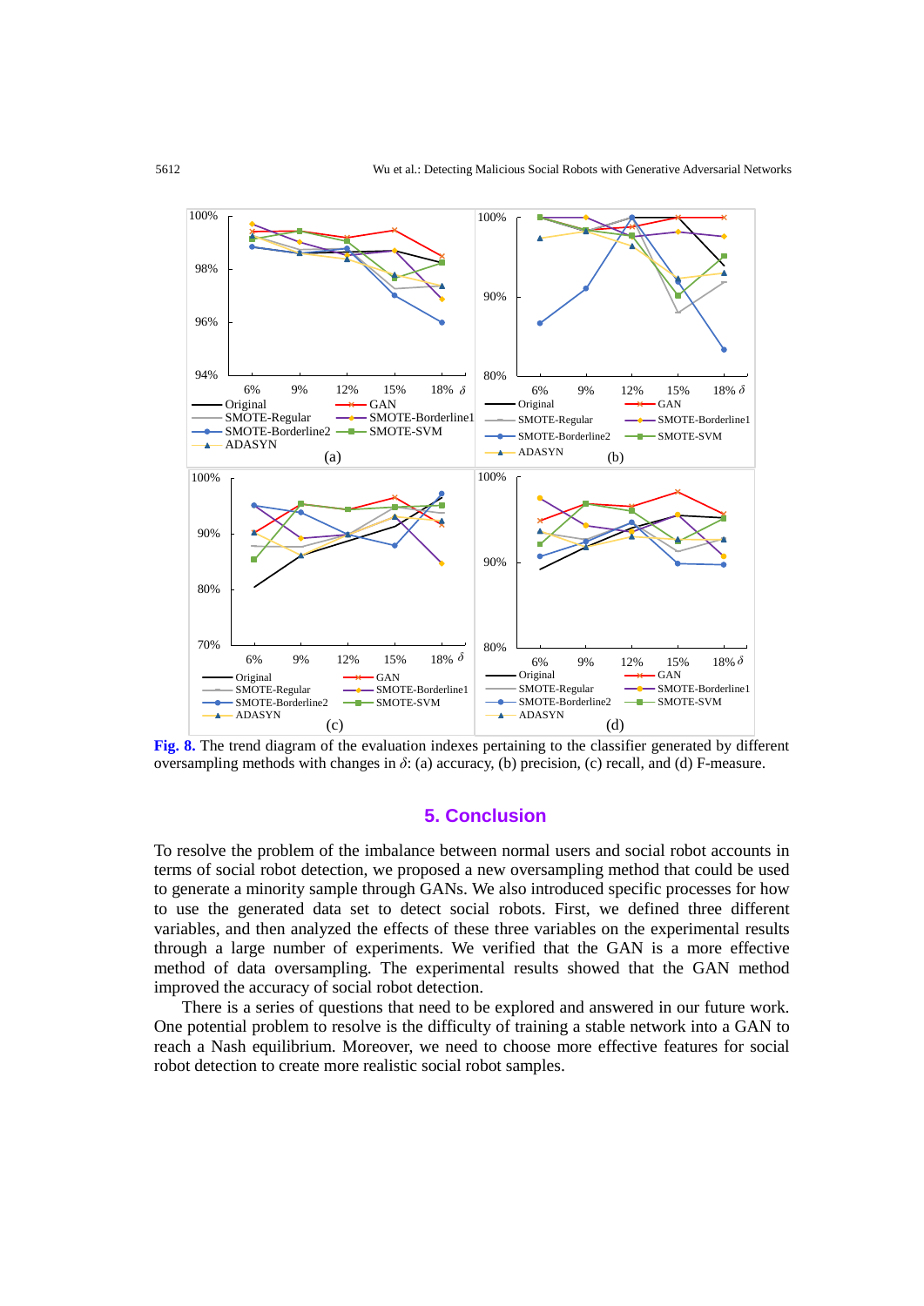**Fig. 8.** The trend diagram of the evaluation indexes pertaining to the classifier generated by different oversampling methods with changes in $\delta$: (a) accuracy, (b) precision, (c) recall, and (d) F-measure.

## 5. Conclusion

To resolve the problem of the imbalance between normal users and social robot accounts in terms of social robot detection, we proposed a new oversampling method that could be used to generate a minority sample through GANs. We also introduced specific processes for how to use the generated data set to detect social robots. First, we defined three different variables, and then analyzed the effects of these three variables on the experimental results through a large number of experiments. We verified that the GAN is a more effective method of data oversampling. The experimental results showed that the GAN method improved the accuracy of social robot detection.

There is a series of questions that need to be explored and answered in our future work. One potential problem to resolve is the difficulty of training a stable network into a GAN to reach a Nash equilibrium. Moreover, we need to choose more effective features for social robot detection to create more realistic social robot samples.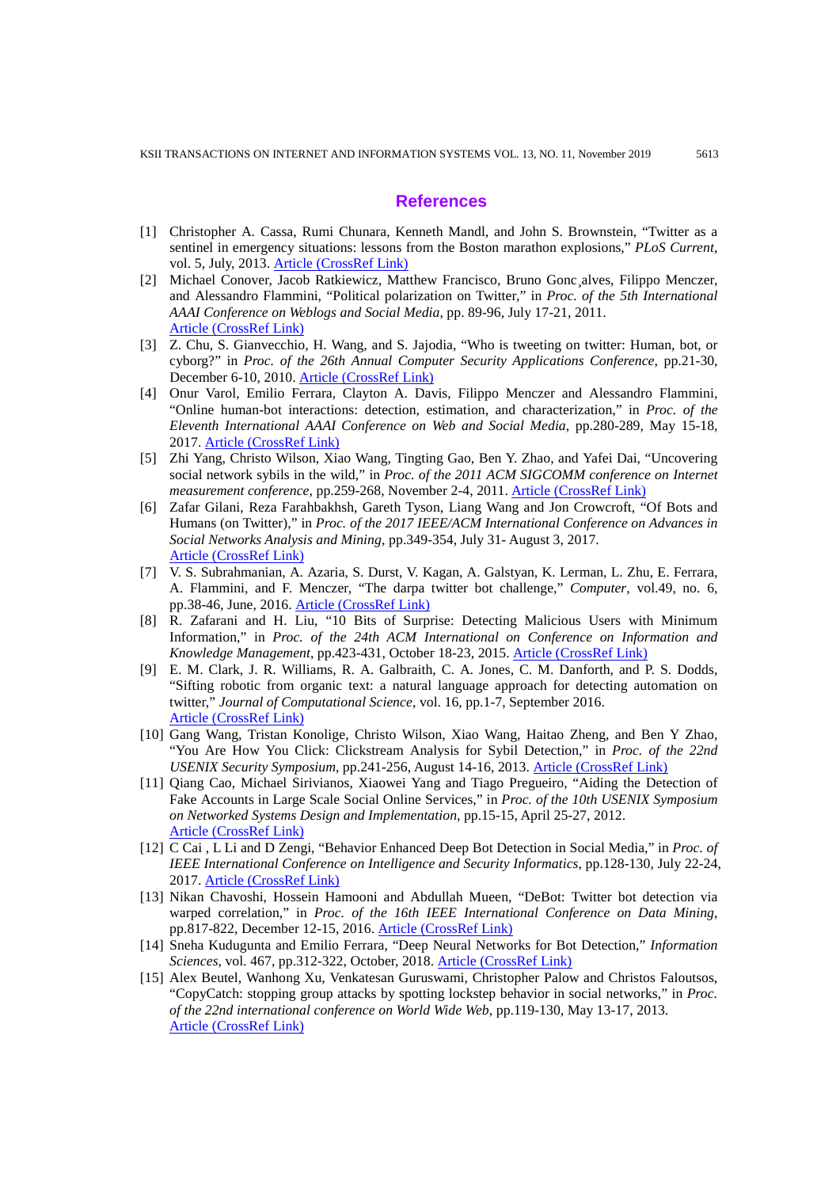## References

[1] Christopher A. Cassa, Rumi Chunara, Kenneth Mandl, and John S. Brownstein, "Twitter as a sentinel in emergency situations: lessons from the Boston marathon explosions," *PLoS Current*, vol. 5, July, 2013. Article (CrossRef Link)

[2] Michael Conover, Jacob Ratkiewicz, Matthew Francisco, Bruno Gonc¸alves, Filippo Menczer, and Alessandro Flammini, "Political polarization on Twitter," in *Proc. of the 5th International AAAI Conference on Weblogs and Social Media*, pp. 89-96, July 17-21, 2011. Article (CrossRef Link)

[3] Z. Chu, S. Gianvecchio, H. Wang, and S. Jajodia, "Who is tweeting on twitter: Human, bot, or cyborg?" in *Proc. of the 26th Annual Computer Security Applications Conference*, pp.21-30, December 6-10, 2010. Article (CrossRef Link)

[4] Onur Varol, Emilio Ferrara, Clayton A. Davis, Filippo Menczer and Alessandro Flammini, "Online human-bot interactions: detection, estimation, and characterization," in *Proc. of the Eleventh International AAAI Conference on Web and Social Media*, pp.280-289, May 15-18, 2017. Article (CrossRef Link)

[5] Zhi Yang, Christo Wilson, Xiao Wang, Tingting Gao, Ben Y. Zhao, and Yafei Dai, "Uncovering social network sybils in the wild," in *Proc. of the 2011 ACM SIGCOMM conference on Internet measurement conference*, pp.259-268, November 2-4, 2011. Article (CrossRef Link)

[6] Zafar Gilani, Reza Farahbakhsh, Gareth Tyson, Liang Wang and Jon Crowcroft, "Of Bots and Humans (on Twitter)," in *Proc. of the 2017 IEEE/ACM International Conference on Advances in Social Networks Analysis and Mining*, pp.349-354, July 31- August 3, 2017. Article (CrossRef Link)

[7] V. S. Subrahmanian, A. Azaria, S. Durst, V. Kagan, A. Galstyan, K. Lerman, L. Zhu, E. Ferrara, A. Flammini, and F. Menczer, "The darpa twitter bot challenge," *Computer*, vol.49, no. 6, pp.38-46, June, 2016. Article (CrossRef Link)

[8] R. Zafarani and H. Liu, "10 Bits of Surprise: Detecting Malicious Users with Minimum Information," in *Proc. of the 24th ACM International on Conference on Information and Knowledge Management*, pp.423-431, October 18-23, 2015. Article (CrossRef Link)

[9] E. M. Clark, J. R. Williams, R. A. Galbraith, C. A. Jones, C. M. Danforth, and P. S. Dodds, "Sifting robotic from organic text: a natural language approach for detecting automation on twitter," *Journal of Computational Science*, vol. 16, pp.1-7, September 2016. Article (CrossRef Link)

[10] Gang Wang, Tristan Konolige, Christo Wilson, Xiao Wang, Haitao Zheng, and Ben Y Zhao, "You Are How You Click: Clickstream Analysis for Sybil Detection," in *Proc. of the 22nd USENIX Security Symposium*, pp.241-256, August 14-16, 2013. Article (CrossRef Link)

[11] Qiang Cao, Michael Sirivianos, Xiaowei Yang and Tiago Pregueiro, "Aiding the Detection of Fake Accounts in Large Scale Social Online Services," in *Proc. of the 10th USENIX Symposium on Networked Systems Design and Implementation*, pp.15-15, April 25-27, 2012. Article (CrossRef Link)

[12] C Cai , L Li and D Zengi, "Behavior Enhanced Deep Bot Detection in Social Media," in *Proc. of IEEE International Conference on Intelligence and Security Informatics*, pp.128-130, July 22-24, 2017. Article (CrossRef Link)

[13] Nikan Chavoshi, Hossein Hamooni and Abdullah Mueen, "DeBot: Twitter bot detection via warped correlation," in *Proc. of the 16th IEEE International Conference on Data Mining*, pp.817-822, December 12-15, 2016. Article (CrossRef Link)

[14] Sneha Kudugunta and Emilio Ferrara, "Deep Neural Networks for Bot Detection," *Information Sciences*, vol. 467, pp.312-322, October, 2018. Article (CrossRef Link)

[15] Alex Beutel, Wanhong Xu, Venkatesan Guruswami, Christopher Palow and Christos Faloutsos, "CopyCatch: stopping group attacks by spotting lockstep behavior in social networks," in *Proc. of the 22nd international conference on World Wide Web*, pp.119-130, May 13-17, 2013. Article (CrossRef Link)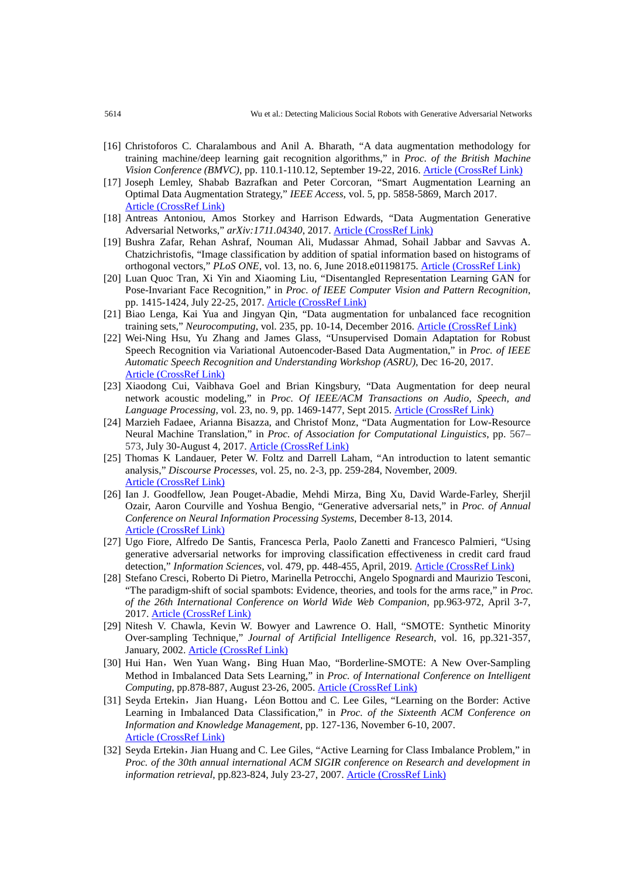[16] Christoforos C. Charalambous and Anil A. Bharath, "A data augmentation methodology for training machine/deep learning gait recognition algorithms," in *Proc. of the British Machine Vision Conference (BMVC)*, pp. 110.1-110.12, September 19-22, 2016. Article (CrossRef Link)

[17] Joseph Lemley, Shabab Bazrafkan and Peter Corcoran, "Smart Augmentation Learning an Optimal Data Augmentation Strategy," *IEEE Access*, vol. 5, pp. 5858-5869, March 2017. Article (CrossRef Link)

[18] Antreas Antoniou, Amos Storkey and Harrison Edwards, "Data Augmentation Generative Adversarial Networks," *arXiv:1711.04340*, 2017. Article (CrossRef Link)

[19] Bushra Zafar, Rehan Ashraf, Nouman Ali, Mudassar Ahmad, Sohail Jabbar and Savvas A. Chatzichristofis, "Image classification by addition of spatial information based on histograms of orthogonal vectors," *PLoS ONE*, vol. 13, no. 6, June 2018.e01198175. Article (CrossRef Link)

[20] Luan Quoc Tran, Xi Yin and Xiaoming Liu, "Disentangled Representation Learning GAN for Pose-Invariant Face Recognition," in *Proc. of IEEE Computer Vision and Pattern Recognition*, pp. 1415-1424, July 22-25, 2017. Article (CrossRef Link)

[21] Biao Lenga, Kai Yua and Jingyan Qin, "Data augmentation for unbalanced face recognition training sets," *Neurocomputing*, vol. 235, pp. 10-14, December 2016. Article (CrossRef Link)

[22] Wei-Ning Hsu, Yu Zhang and James Glass, "Unsupervised Domain Adaptation for Robust Speech Recognition via Variational Autoencoder-Based Data Augmentation," in *Proc. of IEEE Automatic Speech Recognition and Understanding Workshop (ASRU)*, Dec 16-20, 2017. Article (CrossRef Link)

[23] Xiaodong Cui, Vaibhava Goel and Brian Kingsbury, "Data Augmentation for deep neural network acoustic modeling," in *Proc. Of IEEE/ACM Transactions on Audio, Speech, and Language Processing*, vol. 23, no. 9, pp. 1469-1477, Sept 2015. Article (CrossRef Link)

[24] Marzieh Fadaee, Arianna Bisazza, and Christof Monz, "Data Augmentation for Low-Resource Neural Machine Translation," in *Proc. of Association for Computational Linguistics*, pp. 567–573, July 30-August 4, 2017. Article (CrossRef Link)

[25] Thomas K Landauer, Peter W. Foltz and Darrell Laham, "An introduction to latent semantic analysis," *Discourse Processes*, vol. 25, no. 2-3, pp. 259-284, November, 2009. Article (CrossRef Link)

[26] Ian J. Goodfellow, Jean Pouget-Abadie, Mehdi Mirza, Bing Xu, David Warde-Farley, Sherjil Ozair, Aaron Courville and Yoshua Bengio, "Generative adversarial nets," in *Proc. of Annual Conference on Neural Information Processing Systems*, December 8-13, 2014. Article (CrossRef Link)

[27] Ugo Fiore, Alfredo De Santis, Francesca Perla, Paolo Zanetti and Francesco Palmieri, "Using generative adversarial networks for improving classification effectiveness in credit card fraud detection," *Information Sciences*, vol. 479, pp. 448-455, April, 2019. Article (CrossRef Link)

[28] Stefano Cresci, Roberto Di Pietro, Marinella Petrocchi, Angelo Spognardi and Maurizio Tesconi, "The paradigm-shift of social spambots: Evidence, theories, and tools for the arms race," in *Proc. of the 26th International Conference on World Wide Web Companion*, pp.963-972, April 3-7, 2017. Article (CrossRef Link)

[29] Nitesh V. Chawla, Kevin W. Bowyer and Lawrence O. Hall, "SMOTE: Synthetic Minority Over-sampling Technique," *Journal of Artificial Intelligence Research*, vol. 16, pp.321-357, January, 2002. Article (CrossRef Link)

[30] Hui Han，Wen Yuan Wang，Bing Huan Mao, "Borderline-SMOTE: A New Over-Sampling Method in Imbalanced Data Sets Learning," in *Proc. of International Conference on Intelligent Computing*, pp.878-887, August 23-26, 2005. Article (CrossRef Link)

[31] Seyda Ertekin，Jian Huang，Léon Bottou and C. Lee Giles, "Learning on the Border: Active Learning in Imbalanced Data Classification," in *Proc. of the Sixteenth ACM Conference on Information and Knowledge Management*, pp. 127-136, November 6-10, 2007. Article (CrossRef Link)

[32] Seyda Ertekin，Jian Huang and C. Lee Giles, "Active Learning for Class Imbalance Problem," in *Proc. of the 30th annual international ACM SIGIR conference on Research and development in information retrieval*, pp.823-824, July 23-27, 2007. Article (CrossRef Link)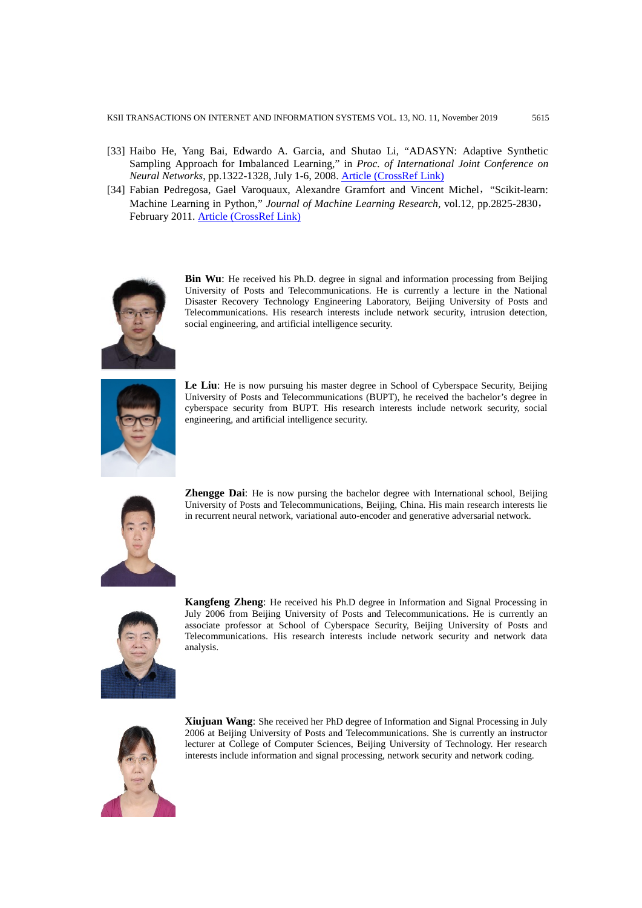[33] Haibo He, Yang Bai, Edwardo A. Garcia, and Shutao Li, "ADASYN: Adaptive Synthetic Sampling Approach for Imbalanced Learning," in *Proc. of International Joint Conference on Neural Networks*, pp.1322-1328, July 1-6, 2008. Article (CrossRef Link)

[34] Fabian Pedregosa, Gael Varoquaux, Alexandre Gramfort and Vincent Michel, "Scikit-learn: Machine Learning in Python," *Journal of Machine Learning Research*, vol.12, pp.2825-2830, February 2011. Article (CrossRef Link)

**Bin Wu**: He received his Ph.D. degree in signal and information processing from Beijing University of Posts and Telecommunications. He is currently a lecture in the National Disaster Recovery Technology Engineering Laboratory, Beijing University of Posts and Telecommunications. His research interests include network security, intrusion detection, social engineering, and artificial intelligence security.

**Le Liu**: He is now pursuing his master degree in School of Cyberspace Security, Beijing University of Posts and Telecommunications (BUPT), he received the bachelor's degree in cyberspace security from BUPT. His research interests include network security, social engineering, and artificial intelligence security.

**Zhengge Dai**: He is now pursing the bachelor degree with International school, Beijing University of Posts and Telecommunications, Beijing, China. His main research interests lie in recurrent neural network, variational auto-encoder and generative adversarial network.

**Kangfeng Zheng**: He received his Ph.D degree in Information and Signal Processing in July 2006 from Beijing University of Posts and Telecommunications. He is currently an associate professor at School of Cyberspace Security, Beijing University of Posts and Telecommunications. His research interests include network security and network data analysis.

**Xiujuan Wang**: She received her PhD degree of Information and Signal Processing in July 2006 at Beijing University of Posts and Telecommunications. She is currently an instructor lecturer at College of Computer Sciences, Beijing University of Technology. Her research interests include information and signal processing, network security and network coding.